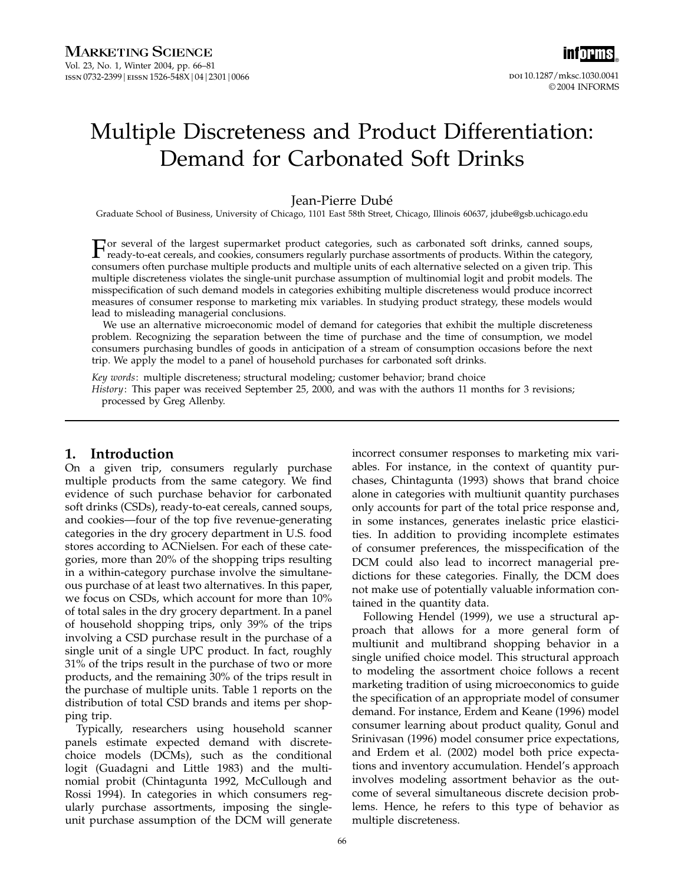# Multiple Discreteness and Product Differentiation: Demand for Carbonated Soft Drinks

Jean-Pierre Dubé

Graduate School of Business, University of Chicago, 1101 East 58th Street, Chicago, Illinois 60637, jdube@gsb.uchicago.edu

For several of the largest supermarket product categories, such as carbonated soft drinks, canned soups, ready-to-eat cereals, and cookies, consumers regularly purchase assortments of products. Within the category, consumers often purchase multiple products and multiple units of each alternative selected on a given trip. This multiple discreteness violates the single-unit purchase assumption of multinomial logit and probit models. The misspecification of such demand models in categories exhibiting multiple discreteness would produce incorrect measures of consumer response to marketing mix variables. In studying product strategy, these models would lead to misleading managerial conclusions.

We use an alternative microeconomic model of demand for categories that exhibit the multiple discreteness problem. Recognizing the separation between the time of purchase and the time of consumption, we model consumers purchasing bundles of goods in anticipation of a stream of consumption occasions before the next trip. We apply the model to a panel of household purchases for carbonated soft drinks.

*Key words*: multiple discreteness; structural modeling; customer behavior; brand choice

*History*: This paper was received September 25, 2000, and was with the authors 11 months for 3 revisions; processed by Greg Allenby.

## 1. Introduction

On a given trip, consumers regularly purchase multiple products from the same category. We find evidence of such purchase behavior for carbonated soft drinks (CSDs), ready-to-eat cereals, canned soups, and cookies—four of the top five revenue-generating categories in the dry grocery department in U.S. food stores according to ACNielsen. For each of these categories, more than 20% of the shopping trips resulting in a within-category purchase involve the simultaneous purchase of at least two alternatives. In this paper, we focus on CSDs, which account for more than 10% of total sales in the dry grocery department. In a panel of household shopping trips, only 39% of the trips involving a CSD purchase result in the purchase of a single unit of a single UPC product. In fact, roughly 31% of the trips result in the purchase of two or more products, and the remaining 30% of the trips result in the purchase of multiple units. Table 1 reports on the distribution of total CSD brands and items per shopping trip.

Typically, researchers using household scanner panels estimate expected demand with discrete-choice models (DCMs), such as the conditional logit (Guadagni and Little 1983) and the multinomial probit (Chintagunta 1992, McCullough and Rossi 1994). In categories in which consumers regularly purchase assortments, imposing the single-unit purchase assumption of the DCM will generate incorrect consumer responses to marketing mix variables. For instance, in the context of quantity purchases, Chintagunta (1993) shows that brand choice alone in categories with multiunit quantity purchases only accounts for part of the total price response and, in some instances, generates inelastic price elasticities. In addition to providing incomplete estimates of consumer preferences, the misspecification of the DCM could also lead to incorrect managerial predictions for these categories. Finally, the DCM does not make use of potentially valuable information contained in the quantity data.

Following Hendel (1999), we use a structural approach that allows for a more general form of multiunit and multibrand shopping behavior in a single unified choice model. This structural approach to modeling the assortment choice follows a recent marketing tradition of using microeconomics to guide the specification of an appropriate model of consumer demand. For instance, Erdem and Keane (1996) model consumer learning about product quality, Gonul and Srinivasan (1996) model consumer price expectations, and Erdem et al. (2002) model both price expectations and inventory accumulation. Hendel's approach involves modeling assortment behavior as the outcome of several simultaneous discrete decision problems. Hence, he refers to this type of behavior as multiple discreteness.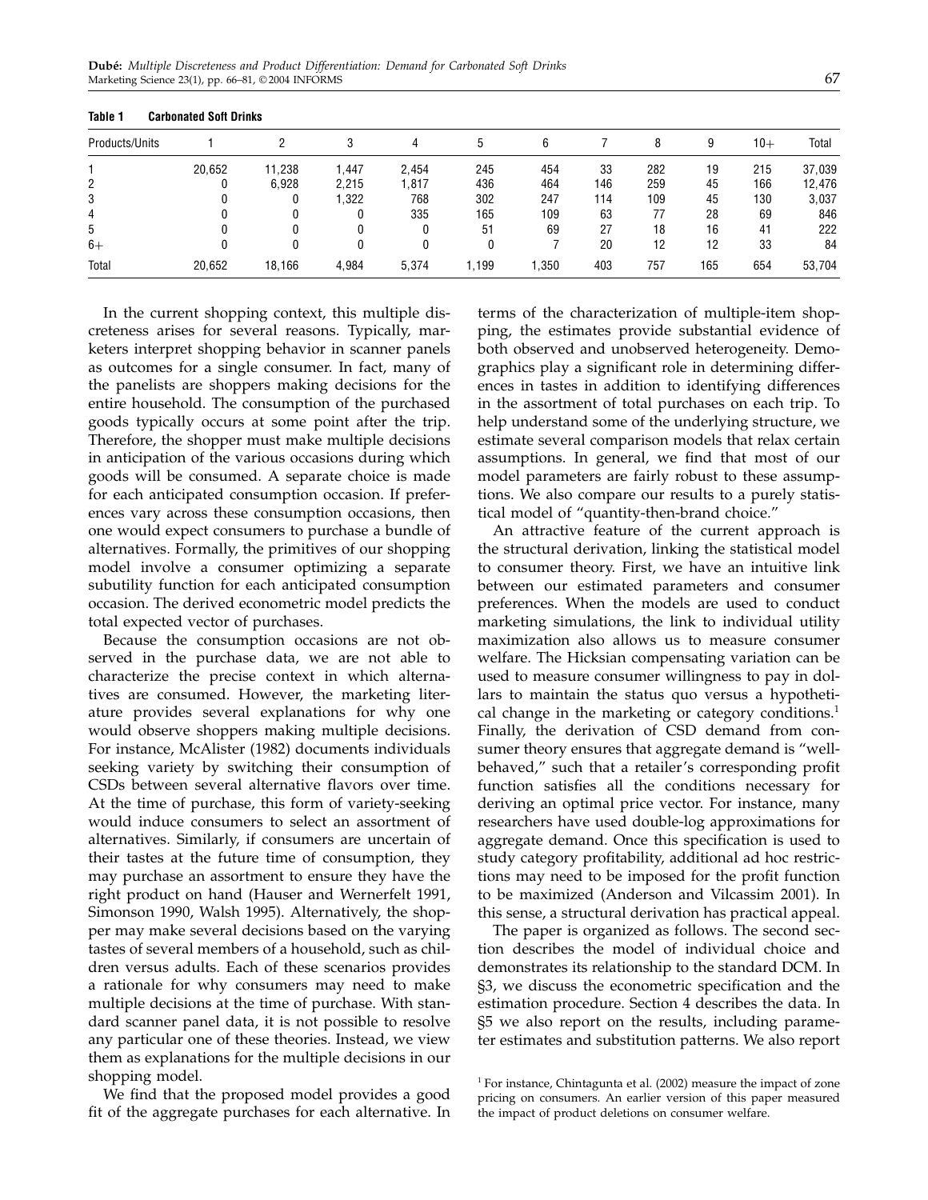**Table 1 Carbonated Soft Drinks**

| Products/Units | 1 | 2 | 3 | 4 | 5 | 6 | 7 | 8 | 9 | 10+ | Total |
|---|---|---|---|---|---|---|---|---|---|---|---|
| 1 | 20,652 | 11,238 | 1,447 | 2,454 | 245 | 454 | 33 | 282 | 19 | 215 | 37,039 |
| 2 | 0 | 6,928 | 2,215 | 1,817 | 436 | 464 | 146 | 259 | 45 | 166 | 12,476 |
| 3 | 0 | 0 | 1,322 | 768 | 302 | 247 | 114 | 109 | 45 | 130 | 3,037 |
| 4 | 0 | 0 | 0 | 335 | 165 | 109 | 63 | 77 | 28 | 69 | 846 |
| 5 | 0 | 0 | 0 | 0 | 51 | 69 | 27 | 18 | 16 | 41 | 222 |
| 6+ | 0 | 0 | 0 | 0 | 0 | 7 | 20 | 12 | 12 | 33 | 84 |
| Total | 20,652 | 18,166 | 4,984 | 5,374 | 1,199 | 1,350 | 403 | 757 | 165 | 654 | 53,704 |

In the current shopping context, this multiple discreteness arises for several reasons. Typically, marketers interpret shopping behavior in scanner panels as outcomes for a single consumer. In fact, many of the panelists are shoppers making decisions for the entire household. The consumption of the purchased goods typically occurs at some point after the trip. Therefore, the shopper must make multiple decisions in anticipation of the various occasions during which goods will be consumed. A separate choice is made for each anticipated consumption occasion. If preferences vary across these consumption occasions, then one would expect consumers to purchase a bundle of alternatives. Formally, the primitives of our shopping model involve a consumer optimizing a separate subutility function for each anticipated consumption occasion. The derived econometric model predicts the total expected vector of purchases.

Because the consumption occasions are not observed in the purchase data, we are not able to characterize the precise context in which alternatives are consumed. However, the marketing literature provides several explanations for why one would observe shoppers making multiple decisions. For instance, McAlister (1982) documents individuals seeking variety by switching their consumption of CSDs between several alternative flavors over time. At the time of purchase, this form of variety-seeking would induce consumers to select an assortment of alternatives. Similarly, if consumers are uncertain of their tastes at the future time of consumption, they may purchase an assortment to ensure they have the right product on hand (Hauser and Wernerfelt 1991, Simonson 1990, Walsh 1995). Alternatively, the shopper may make several decisions based on the varying tastes of several members of a household, such as children versus adults. Each of these scenarios provides a rationale for why consumers may need to make multiple decisions at the time of purchase. With standard scanner panel data, it is not possible to resolve any particular one of these theories. Instead, we view them as explanations for the multiple decisions in our shopping model.

We find that the proposed model provides a good fit of the aggregate purchases for each alternative. In terms of the characterization of multiple-item shopping, the estimates provide substantial evidence of both observed and unobserved heterogeneity. Demographics play a significant role in determining differences in tastes in addition to identifying differences in the assortment of total purchases on each trip. To help understand some of the underlying structure, we estimate several comparison models that relax certain assumptions. In general, we find that most of our model parameters are fairly robust to these assumptions. We also compare our results to a purely statistical model of "quantity-then-brand choice."

An attractive feature of the current approach is the structural derivation, linking the statistical model to consumer theory. First, we have an intuitive link between our estimated parameters and consumer preferences. When the models are used to conduct marketing simulations, the link to individual utility maximization also allows us to measure consumer welfare. The Hicksian compensating variation can be used to measure consumer willingness to pay in dollars to maintain the status quo versus a hypothetical change in the marketing or category conditions.[1] Finally, the derivation of CSD demand from consumer theory ensures that aggregate demand is "well-behaved," such that a retailer's corresponding profit function satisfies all the conditions necessary for deriving an optimal price vector. For instance, many researchers have used double-log approximations for aggregate demand. Once this specification is used to study category profitability, additional ad hoc restrictions may need to be imposed for the profit function to be maximized (Anderson and Vilcassim 2001). In this sense, a structural derivation has practical appeal.

The paper is organized as follows. The second section describes the model of individual choice and demonstrates its relationship to the standard DCM. In §3, we discuss the econometric specification and the estimation procedure. Section 4 describes the data. In §5 we also report on the results, including parameter estimates and substitution patterns. We also report

[1] For instance, Chintagunta et al. (2002) measure the impact of zone pricing on consumers. An earlier version of this paper measured the impact of product deletions on consumer welfare.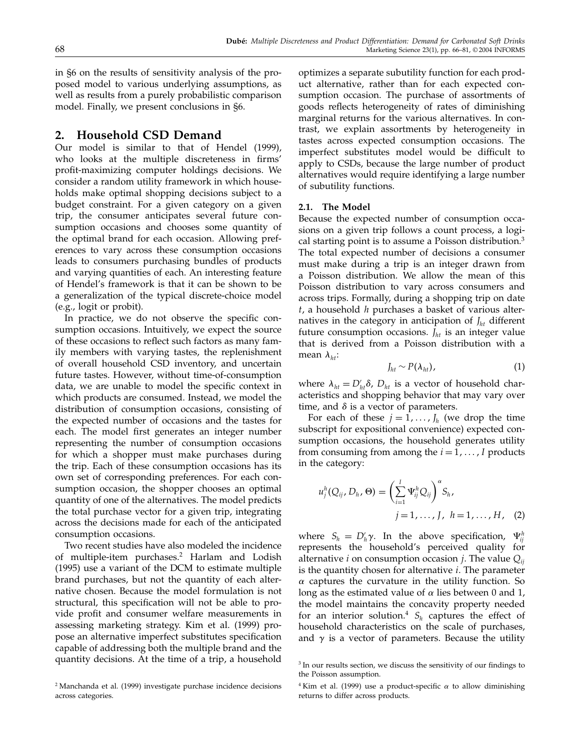in §6 on the results of sensitivity analysis of the proposed model to various underlying assumptions, as well as results from a purely probabilistic comparison model. Finally, we present conclusions in §6.

## 2. Household CSD Demand

Our model is similar to that of Hendel (1999), who looks at the multiple discreteness in firms' profit-maximizing computer holdings decisions. We consider a random utility framework in which households make optimal shopping decisions subject to a budget constraint. For a given category on a given trip, the consumer anticipates several future consumption occasions and chooses some quantity of the optimal brand for each occasion. Allowing preferences to vary across these consumption occasions leads to consumers purchasing bundles of products and varying quantities of each. An interesting feature of Hendel's framework is that it can be shown to be a generalization of the typical discrete-choice model (e.g., logit or probit).

In practice, we do not observe the specific consumption occasions. Intuitively, we expect the source of these occasions to reflect such factors as many family members with varying tastes, the replenishment of overall household CSD inventory, and uncertain future tastes. However, without time-of-consumption data, we are unable to model the specific context in which products are consumed. Instead, we model the distribution of consumption occasions, consisting of the expected number of occasions and the tastes for each. The model first generates an integer number representing the number of consumption occasions for which a shopper must make purchases during the trip. Each of these consumption occasions has its own set of corresponding preferences. For each consumption occasion, the shopper chooses an optimal quantity of one of the alternatives. The model predicts the total purchase vector for a given trip, integrating across the decisions made for each of the anticipated consumption occasions.

Two recent studies have also modeled the incidence of multiple-item purchases.[2] Harlam and Lodish (1995) use a variant of the DCM to estimate multiple brand purchases, but not the quantity of each alternative chosen. Because the model formulation is not structural, this specification will not be able to provide profit and consumer welfare measurements in assessing marketing strategy. Kim et al. (1999) propose an alternative imperfect substitutes specification capable of addressing both the multiple brand and the quantity decisions. At the time of a trip, a household optimizes a separate subutility function for each product alternative, rather than for each expected consumption occasion. The purchase of assortments of goods reflects heterogeneity of rates of diminishing marginal returns for the various alternatives. In contrast, we explain assortments by heterogeneity in tastes across expected consumption occasions. The imperfect substitutes model would be difficult to apply to CSDs, because the large number of product alternatives would require identifying a large number of subutility functions.

### 2.1. The Model

Because the expected number of consumption occasions on a given trip follows a count process, a logical starting point is to assume a Poisson distribution.[3] The total expected number of decisions a consumer must make during a trip is an integer drawn from a Poisson distribution. We allow the mean of this Poisson distribution to vary across consumers and across trips. Formally, during a shopping trip on date $t$, a household $h$ purchases a basket of various alternatives in the category in anticipation of $J_{ht}$ different future consumption occasions. $J_{ht}$ is an integer value that is derived from a Poisson distribution with a mean $\lambda_{ht}$:

$$J_{ht} \sim P(\lambda_{ht}), \tag{1}$$

where $\lambda_{ht} = D'_{ht}\delta$, $D_{ht}$ is a vector of household characteristics and shopping behavior that may vary over time, and $\delta$ is a vector of parameters.

For each of these $j = 1, \ldots, J_h$ (we drop the time subscript for expositional convenience) expected consumption occasions, the household generates utility from consuming from among the $i = 1, \ldots, I$ products in the category:

$$u_j^h(Q_{ij}, D_h, \Theta) = \left(\sum_{i=1}^{I} \Psi_{ij}^h Q_{ij}\right)^{\alpha} S_h, \quad j = 1, \ldots, J, \; h = 1, \ldots, H, \tag{2}$$

where $S_h = D'_h\gamma$. In the above specification, $\Psi_{ij}^h$ represents the household's perceived quality for alternative $i$ on consumption occasion $j$. The value $Q_{ij}$ is the quantity chosen for alternative $i$. The parameter $\alpha$ captures the curvature in the utility function. So long as the estimated value of $\alpha$ lies between 0 and 1, the model maintains the concavity property needed for an interior solution.[4] $S_h$ captures the effect of household characteristics on the scale of purchases, and $\gamma$ is a vector of parameters. Because the utility

[2] Manchanda et al. (1999) investigate purchase incidence decisions across categories.

[3] In our results section, we discuss the sensitivity of our findings to the Poisson assumption.

[4] Kim et al. (1999) use a product-specific $\alpha$ to allow diminishing returns to differ across products.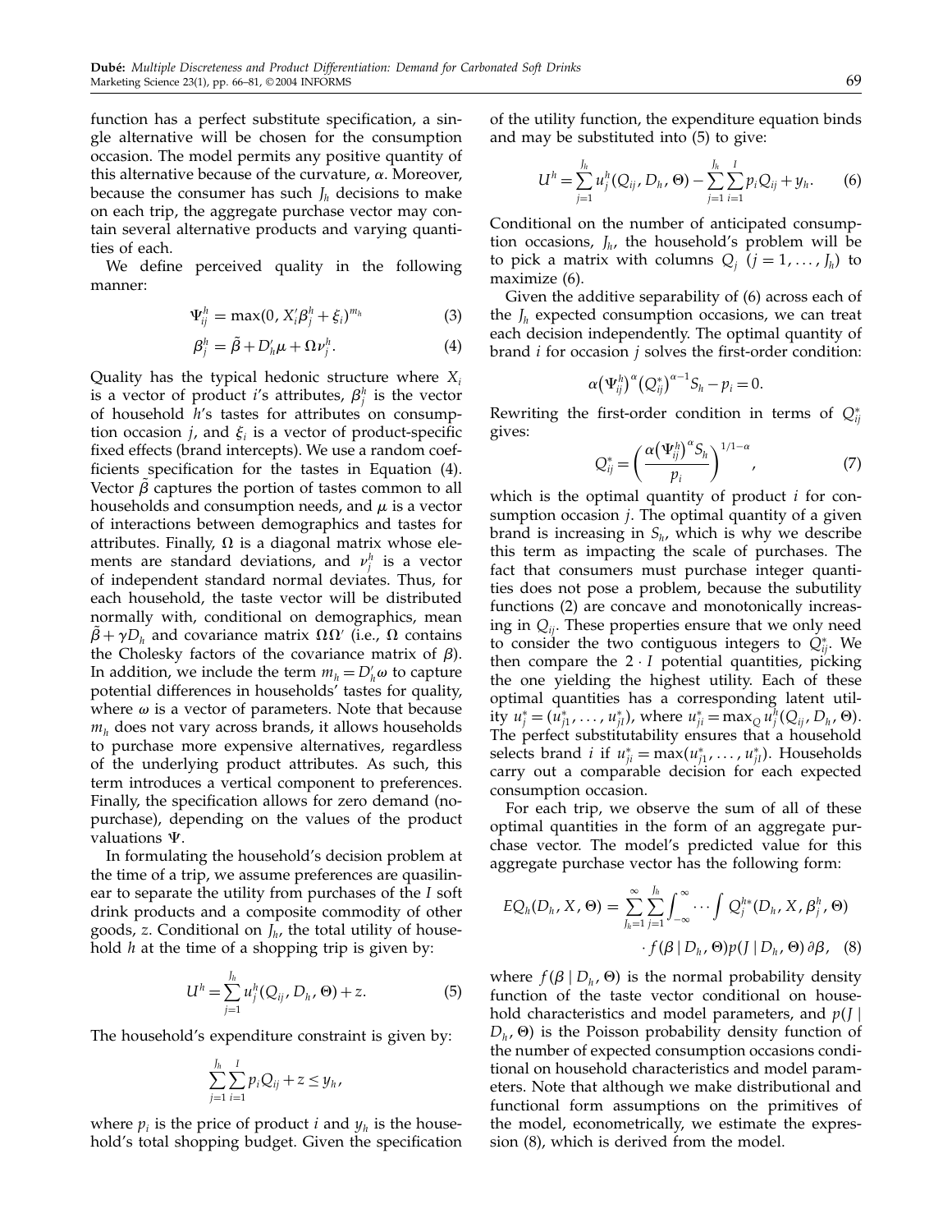function has a perfect substitute specification, a single alternative will be chosen for the consumption occasion. The model permits any positive quantity of this alternative because of the curvature, $\alpha$. Moreover, because the consumer has such $J_h$ decisions to make on each trip, the aggregate purchase vector may contain several alternative products and varying quantities of each.

We define perceived quality in the following manner:

$$\Psi_{ij}^h = \max(0, X_i'\beta_j^h + \xi_i)^{m_h} \tag{3}$$

$$\beta_j^h = \tilde{\beta} + D_h'\mu + \Omega\nu_j^h. \tag{4}$$

Quality has the typical hedonic structure where $X_i$ is a vector of product $i$'s attributes, $\beta_j^h$ is the vector of household $h$'s tastes for attributes on consumption occasion $j$, and $\xi_i$ is a vector of product-specific fixed effects (brand intercepts). We use a random coefficients specification for the tastes in Equation (4). Vector $\tilde{\beta}$ captures the portion of tastes common to all households and consumption needs, and $\mu$ is a vector of interactions between demographics and tastes for attributes. Finally, $\Omega$ is a diagonal matrix whose elements are standard deviations, and $\nu_j^h$ is a vector of independent standard normal deviates. Thus, for each household, the taste vector will be distributed normally with, conditional on demographics, mean $\tilde{\beta} + \gamma D_h$ and covariance matrix $\Omega\Omega'$ (i.e., $\Omega$ contains the Cholesky factors of the covariance matrix of $\beta$). In addition, we include the term $m_h = D_h'\omega$ to capture potential differences in households' tastes for quality, where $\omega$ is a vector of parameters. Note that because $m_h$ does not vary across brands, it allows households to purchase more expensive alternatives, regardless of the underlying product attributes. As such, this term introduces a vertical component to preferences. Finally, the specification allows for zero demand (no-purchase), depending on the values of the product valuations $\Psi$.

In formulating the household's decision problem at the time of a trip, we assume preferences are quasilinear to separate the utility from purchases of the $I$ soft drink products and a composite commodity of other goods, $z$. Conditional on $J_h$, the total utility of household $h$ at the time of a shopping trip is given by:

$$U^h = \sum_{j=1}^{J_h} u_j^h(Q_{ij}, D_h, \Theta) + z. \tag{5}$$

The household's expenditure constraint is given by:

$$\sum_{j=1}^{J_h}\sum_{i=1}^{I} p_i Q_{ij} + z \leq y_h,$$

where $p_i$ is the price of product $i$ and $y_h$ is the household's total shopping budget. Given the specification of the utility function, the expenditure equation binds and may be substituted into (5) to give:

$$U^h = \sum_{j=1}^{J_h} u_j^h(Q_{ij}, D_h, \Theta) - \sum_{j=1}^{J_h}\sum_{i=1}^{I} p_i Q_{ij} + y_h. \tag{6}$$

Conditional on the number of anticipated consumption occasions, $J_h$, the household's problem will be to pick a matrix with columns $Q_j$ $(j = 1, \ldots, J_h)$ to maximize (6).

Given the additive separability of (6) across each of the $J_h$ expected consumption occasions, we can treat each decision independently. The optimal quantity of brand $i$ for occasion $j$ solves the first-order condition:

$$\alpha\left(\Psi_{ij}^h\right)^{\alpha}\left(Q_{ij}^*\right)^{\alpha-1} S_h - p_i = 0.$$

Rewriting the first-order condition in terms of $Q_{ij}^*$ gives:

$$Q_{ij}^* = \left(\frac{\alpha\left(\Psi_{ij}^h\right)^{\alpha} S_h}{p_i}\right)^{1/1-\alpha}, \tag{7}$$

which is the optimal quantity of product $i$ for consumption occasion $j$. The optimal quantity of a given brand is increasing in $S_h$, which is why we describe this term as impacting the scale of purchases. The fact that consumers must purchase integer quantities does not pose a problem, because the subutility functions (2) are concave and monotonically increasing in $Q_{ij}$. These properties ensure that we only need to consider the two contiguous integers to $Q_{ij}^*$. We then compare the $2 \cdot I$ potential quantities, picking the one yielding the highest utility. Each of these optimal quantities has a corresponding latent utility $u_j^* = (u_{j1}^*, \ldots, u_{jI}^*)$, where $u_{ji}^* = \max_Q u_j^h(Q_{ij}, D_h, \Theta)$. The perfect substitutability ensures that a household selects brand $i$ if $u_{ji}^* = \max(u_{j1}^*, \ldots, u_{jI}^*)$. Households carry out a comparable decision for each expected consumption occasion.

For each trip, we observe the sum of all of these optimal quantities in the form of an aggregate purchase vector. The model's predicted value for this aggregate purchase vector has the following form:

$$EQ_h(D_h, X, \Theta) = \sum_{J_h=1}^{\infty}\sum_{j=1}^{J_h}\int_{-\infty}^{\infty}\cdots\int Q_j^{h*}(D_h, X, \beta_j^h, \Theta) \cdot f(\beta \mid D_h, \Theta) p(J \mid D_h, \Theta)\,\partial\beta, \tag{8}$$

where $f(\beta \mid D_h, \Theta)$ is the normal probability density function of the taste vector conditional on household characteristics and model parameters, and $p(J \mid D_h, \Theta)$ is the Poisson probability density function of the number of expected consumption occasions conditional on household characteristics and model parameters. Note that although we make distributional and functional form assumptions on the primitives of the model, econometrically, we estimate the expression (8), which is derived from the model.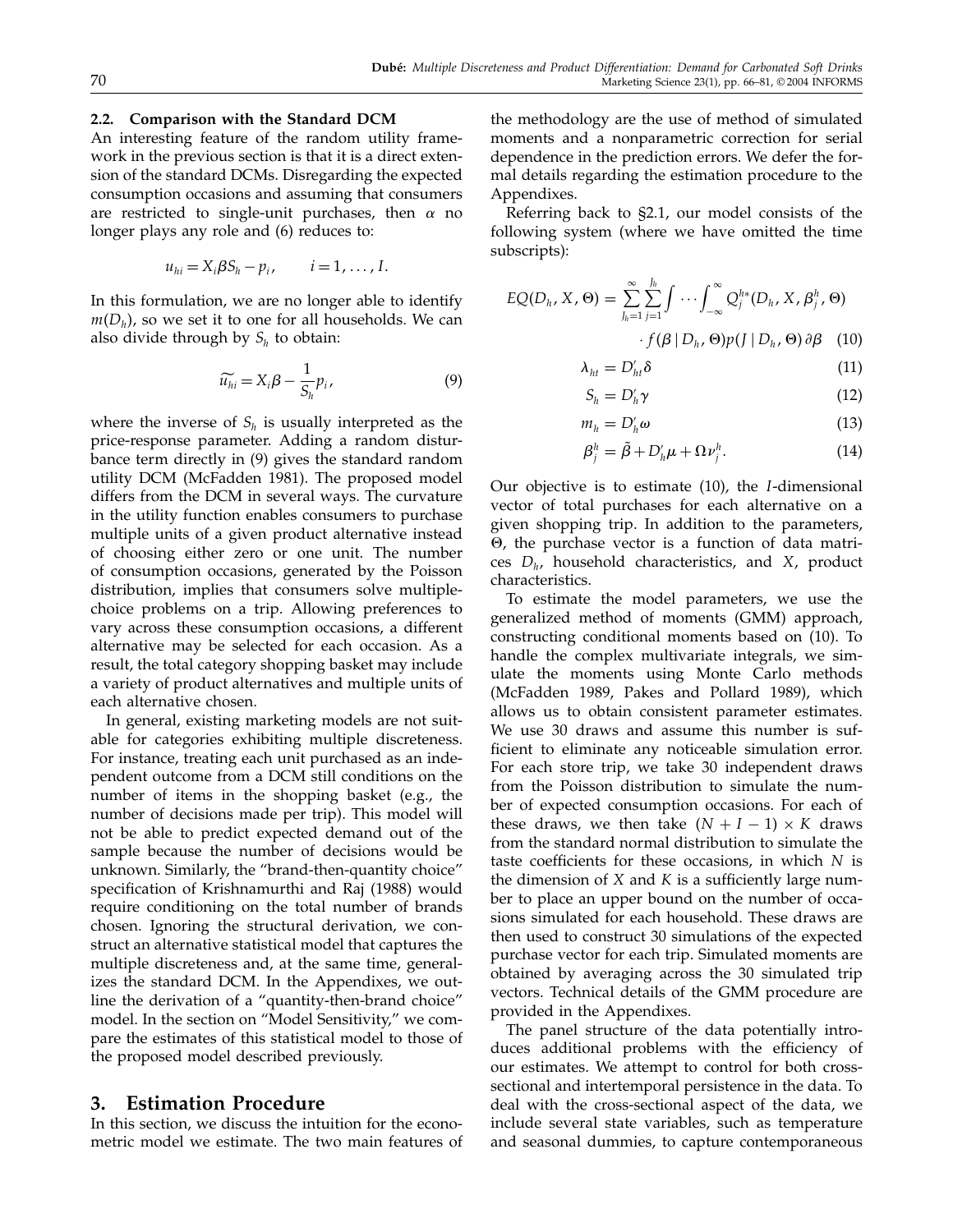### 2.2. Comparison with the Standard DCM

An interesting feature of the random utility framework in the previous section is that it is a direct extension of the standard DCMs. Disregarding the expected consumption occasions and assuming that consumers are restricted to single-unit purchases, then $\alpha$ no longer plays any role and (6) reduces to:

$$u_{hi} = X_i \beta S_h - p_i, \qquad i = 1, \ldots, I.$$

In this formulation, we are no longer able to identify $m(D_h)$, so we set it to one for all households. We can also divide through by $S_h$ to obtain:

$$\widetilde{u_{hi}} = X_i \beta - \frac{1}{S_h} p_i, \tag{9}$$

where the inverse of $S_h$ is usually interpreted as the price-response parameter. Adding a random disturbance term directly in (9) gives the standard random utility DCM (McFadden 1981). The proposed model differs from the DCM in several ways. The curvature in the utility function enables consumers to purchase multiple units of a given product alternative instead of choosing either zero or one unit. The number of consumption occasions, generated by the Poisson distribution, implies that consumers solve multiple-choice problems on a trip. Allowing preferences to vary across these consumption occasions, a different alternative may be selected for each occasion. As a result, the total category shopping basket may include a variety of product alternatives and multiple units of each alternative chosen.

In general, existing marketing models are not suitable for categories exhibiting multiple discreteness. For instance, treating each unit purchased as an independent outcome from a DCM still conditions on the number of items in the shopping basket (e.g., the number of decisions made per trip). This model will not be able to predict expected demand out of the sample because the number of decisions would be unknown. Similarly, the "brand-then-quantity choice" specification of Krishnamurthi and Raj (1988) would require conditioning on the total number of brands chosen. Ignoring the structural derivation, we construct an alternative statistical model that captures the multiple discreteness and, at the same time, generalizes the standard DCM. In the Appendixes, we outline the derivation of a "quantity-then-brand choice" model. In the section on "Model Sensitivity," we compare the estimates of this statistical model to those of the proposed model described previously.

## 3. Estimation Procedure

In this section, we discuss the intuition for the econometric model we estimate. The two main features of the methodology are the use of method of simulated moments and a nonparametric correction for serial dependence in the prediction errors. We defer the formal details regarding the estimation procedure to the Appendixes.

Referring back to §2.1, our model consists of the following system (where we have omitted the time subscripts):

$$EQ(D_h, X, \Theta) = \sum_{J_h=1}^{\infty} \sum_{j=1}^{J_h} \int \cdots \int_{-\infty}^{\infty} Q_j^{h*}(D_h, X, \beta_j^h, \Theta) \cdot f(\beta \mid D_h, \Theta) p(J \mid D_h, \Theta) \, \partial\beta \tag{10}$$

$$\lambda_{ht} = D'_{ht} \delta \tag{11}$$

$$S_h = D'_h \gamma \tag{12}$$

$$m_h = D'_h \omega \tag{13}$$

$$\beta_j^h = \tilde{\beta} + D'_h \mu + \Omega \nu_j^h. \tag{14}$$

Our objective is to estimate (10), the $I$-dimensional vector of total purchases for each alternative on a given shopping trip. In addition to the parameters, $\Theta$, the purchase vector is a function of data matrices $D_h$, household characteristics, and $X$, product characteristics.

To estimate the model parameters, we use the generalized method of moments (GMM) approach, constructing conditional moments based on (10). To handle the complex multivariate integrals, we simulate the moments using Monte Carlo methods (McFadden 1989, Pakes and Pollard 1989), which allows us to obtain consistent parameter estimates. We use 30 draws and assume this number is sufficient to eliminate any noticeable simulation error. For each store trip, we take 30 independent draws from the Poisson distribution to simulate the number of expected consumption occasions. For each of these draws, we then take $(N + I - 1) \times K$ draws from the standard normal distribution to simulate the taste coefficients for these occasions, in which $N$ is the dimension of $X$ and $K$ is a sufficiently large number to place an upper bound on the number of occasions simulated for each household. These draws are then used to construct 30 simulations of the expected purchase vector for each trip. Simulated moments are obtained by averaging across the 30 simulated trip vectors. Technical details of the GMM procedure are provided in the Appendixes.

The panel structure of the data potentially introduces additional problems with the efficiency of our estimates. We attempt to control for both cross-sectional and intertemporal persistence in the data. To deal with the cross-sectional aspect of the data, we include several state variables, such as temperature and seasonal dummies, to capture contemporaneous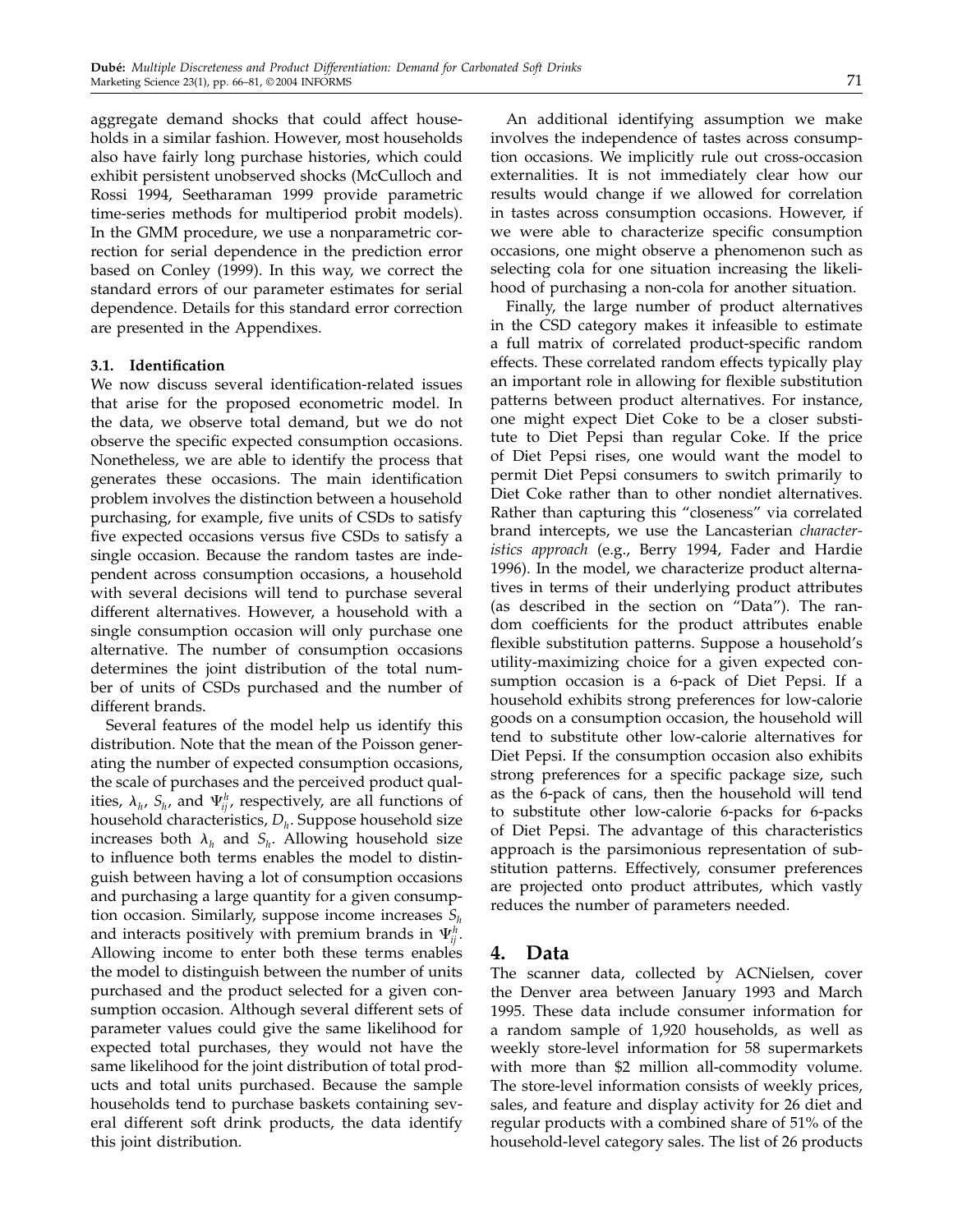aggregate demand shocks that could affect households in a similar fashion. However, most households also have fairly long purchase histories, which could exhibit persistent unobserved shocks (McCulloch and Rossi 1994, Seetharaman 1999 provide parametric time-series methods for multiperiod probit models). In the GMM procedure, we use a nonparametric correction for serial dependence in the prediction error based on Conley (1999). In this way, we correct the standard errors of our parameter estimates for serial dependence. Details for this standard error correction are presented in the Appendixes.

### 3.1. Identification

We now discuss several identification-related issues that arise for the proposed econometric model. In the data, we observe total demand, but we do not observe the specific expected consumption occasions. Nonetheless, we are able to identify the process that generates these occasions. The main identification problem involves the distinction between a household purchasing, for example, five units of CSDs to satisfy five expected occasions versus five CSDs to satisfy a single occasion. Because the random tastes are independent across consumption occasions, a household with several decisions will tend to purchase several different alternatives. However, a household with a single consumption occasion will only purchase one alternative. The number of consumption occasions determines the joint distribution of the total number of units of CSDs purchased and the number of different brands.

Several features of the model help us identify this distribution. Note that the mean of the Poisson generating the number of expected consumption occasions, the scale of purchases and the perceived product qualities, $\lambda_h$, $S_h$, and $\Psi_{ij}^h$, respectively, are all functions of household characteristics, $D_h$. Suppose household size increases both $\lambda_h$ and $S_h$. Allowing household size to influence both terms enables the model to distinguish between having a lot of consumption occasions and purchasing a large quantity for a given consumption occasion. Similarly, suppose income increases $S_h$ and interacts positively with premium brands in $\Psi_{ij}^h$. Allowing income to enter both these terms enables the model to distinguish between the number of units purchased and the product selected for a given consumption occasion. Although several different sets of parameter values could give the same likelihood for expected total purchases, they would not have the same likelihood for the joint distribution of total products and total units purchased. Because the sample households tend to purchase baskets containing several different soft drink products, the data identify this joint distribution.

An additional identifying assumption we make involves the independence of tastes across consumption occasions. We implicitly rule out cross-occasion externalities. It is not immediately clear how our results would change if we allowed for correlation in tastes across consumption occasions. However, if we were able to characterize specific consumption occasions, one might observe a phenomenon such as selecting cola for one situation increasing the likelihood of purchasing a non-cola for another situation.

Finally, the large number of product alternatives in the CSD category makes it infeasible to estimate a full matrix of correlated product-specific random effects. These correlated random effects typically play an important role in allowing for flexible substitution patterns between product alternatives. For instance, one might expect Diet Coke to be a closer substitute to Diet Pepsi than regular Coke. If the price of Diet Pepsi rises, one would want the model to permit Diet Pepsi consumers to switch primarily to Diet Coke rather than to other nondiet alternatives. Rather than capturing this "closeness" via correlated brand intercepts, we use the Lancasterian *characteristics approach* (e.g., Berry 1994, Fader and Hardie 1996). In the model, we characterize product alternatives in terms of their underlying product attributes (as described in the section on "Data"). The random coefficients for the product attributes enable flexible substitution patterns. Suppose a household's utility-maximizing choice for a given expected consumption occasion is a 6-pack of Diet Pepsi. If a household exhibits strong preferences for low-calorie goods on a consumption occasion, the household will tend to substitute other low-calorie alternatives for Diet Pepsi. If the consumption occasion also exhibits strong preferences for a specific package size, such as the 6-pack of cans, then the household will tend to substitute other low-calorie 6-packs for 6-packs of Diet Pepsi. The advantage of this characteristics approach is the parsimonious representation of substitution patterns. Effectively, consumer preferences are projected onto product attributes, which vastly reduces the number of parameters needed.

## 4. Data

The scanner data, collected by ACNielsen, cover the Denver area between January 1993 and March 1995. These data include consumer information for a random sample of 1,920 households, as well as weekly store-level information for 58 supermarkets with more than \$2 million all-commodity volume. The store-level information consists of weekly prices, sales, and feature and display activity for 26 diet and regular products with a combined share of 51% of the household-level category sales. The list of 26 products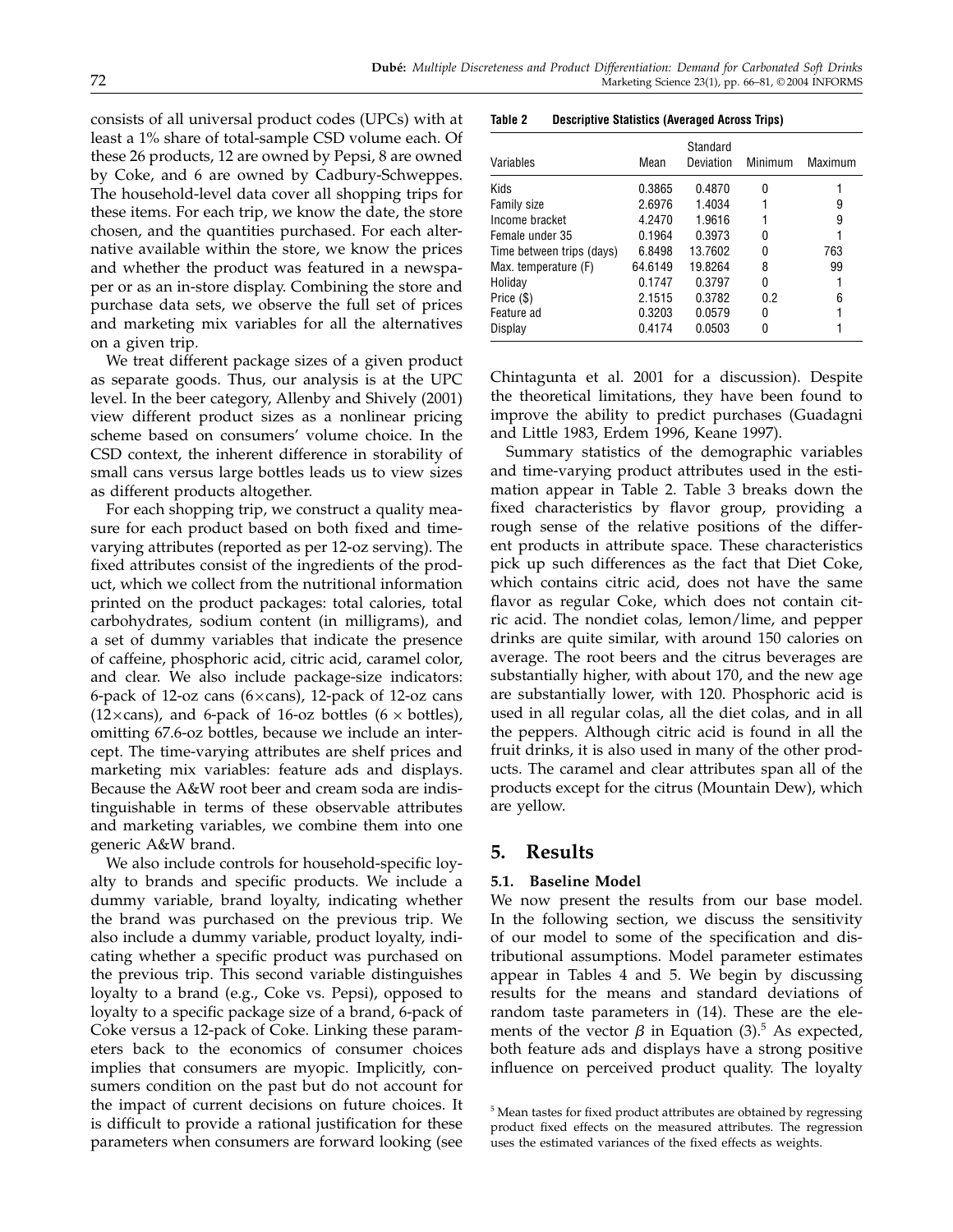consists of all universal product codes (UPCs) with at least a 1% share of total-sample CSD volume each. Of these 26 products, 12 are owned by Pepsi, 8 are owned by Coke, and 6 are owned by Cadbury-Schweppes. The household-level data cover all shopping trips for these items. For each trip, we know the date, the store chosen, and the quantities purchased. For each alternative available within the store, we know the prices and whether the product was featured in a newspaper or as an in-store display. Combining the store and purchase data sets, we observe the full set of prices and marketing mix variables for all the alternatives on a given trip.

We treat different package sizes of a given product as separate goods. Thus, our analysis is at the UPC level. In the beer category, Allenby and Shively (2001) view different product sizes as a nonlinear pricing scheme based on consumers' volume choice. In the CSD context, the inherent difference in storability of small cans versus large bottles leads us to view sizes as different products altogether.

For each shopping trip, we construct a quality measure for each product based on both fixed and time-varying attributes (reported as per 12-oz serving). The fixed attributes consist of the ingredients of the product, which we collect from the nutritional information printed on the product packages: total calories, total carbohydrates, sodium content (in milligrams), and a set of dummy variables that indicate the presence of caffeine, phosphoric acid, citric acid, caramel color, and clear. We also include package-size indicators: 6-pack of 12-oz cans (6×cans), 12-pack of 12-oz cans (12×cans), and 6-pack of 16-oz bottles (6 × bottles), omitting 67.6-oz bottles, because we include an intercept. The time-varying attributes are shelf prices and marketing mix variables: feature ads and displays. Because the A&W root beer and cream soda are indistinguishable in terms of these observable attributes and marketing variables, we combine them into one generic A&W brand.

We also include controls for household-specific loyalty to brands and specific products. We include a dummy variable, brand loyalty, indicating whether the brand was purchased on the previous trip. We also include a dummy variable, product loyalty, indicating whether a specific product was purchased on the previous trip. This second variable distinguishes loyalty to a brand (e.g., Coke vs. Pepsi), opposed to loyalty to a specific package size of a brand, 6-pack of Coke versus a 12-pack of Coke. Linking these parameters back to the economics of consumer choices implies that consumers are myopic. Implicitly, consumers condition on the past but do not account for the impact of current decisions on future choices. It is difficult to provide a rational justification for these parameters when consumers are forward looking (see Chintagunta et al. 2001 for a discussion). Despite the theoretical limitations, they have been found to improve the ability to predict purchases (Guadagni and Little 1983, Erdem 1996, Keane 1997).

**Table 2 Descriptive Statistics (Averaged Across Trips)**

| Variables | Mean | Standard Deviation | Minimum | Maximum |
|---|---|---|---|---|
| Kids | 0.3865 | 0.4870 | 0 | 1 |
| Family size | 2.6976 | 1.4034 | 1 | 9 |
| Income bracket | 4.2470 | 1.9616 | 1 | 9 |
| Female under 35 | 0.1964 | 0.3973 | 0 | 1 |
| Time between trips (days) | 6.8498 | 13.7602 | 0 | 763 |
| Max. temperature (F) | 64.6149 | 19.8264 | 8 | 99 |
| Holiday | 0.1747 | 0.3797 | 0 | 1 |
| Price ($) | 2.1515 | 0.3782 | 0.2 | 6 |
| Feature ad | 0.3203 | 0.0579 | 0 | 1 |
| Display | 0.4174 | 0.0503 | 0 | 1 |

Summary statistics of the demographic variables and time-varying product attributes used in the estimation appear in Table 2. Table 3 breaks down the fixed characteristics by flavor group, providing a rough sense of the relative positions of the different products in attribute space. These characteristics pick up such differences as the fact that Diet Coke, which contains citric acid, does not have the same flavor as regular Coke, which does not contain citric acid. The nondiet colas, lemon/lime, and pepper drinks are quite similar, with around 150 calories on average. The root beers and the citrus beverages are substantially higher, with about 170, and the new age are substantially lower, with 120. Phosphoric acid is used in all regular colas, all the diet colas, and in all the peppers. Although citric acid is found in all the fruit drinks, it is also used in many of the other products. The caramel and clear attributes span all of the products except for the citrus (Mountain Dew), which are yellow.

## 5. Results

### 5.1. Baseline Model

We now present the results from our base model. In the following section, we discuss the sensitivity of our model to some of the specification and distributional assumptions. Model parameter estimates appear in Tables 4 and 5. We begin by discussing results for the means and standard deviations of random taste parameters in (14). These are the elements of the vector $\beta$ in Equation (3).[5] As expected, both feature ads and displays have a strong positive influence on perceived product quality. The loyalty

[5] Mean tastes for fixed product attributes are obtained by regressing product fixed effects on the measured attributes. The regression uses the estimated variances of the fixed effects as weights.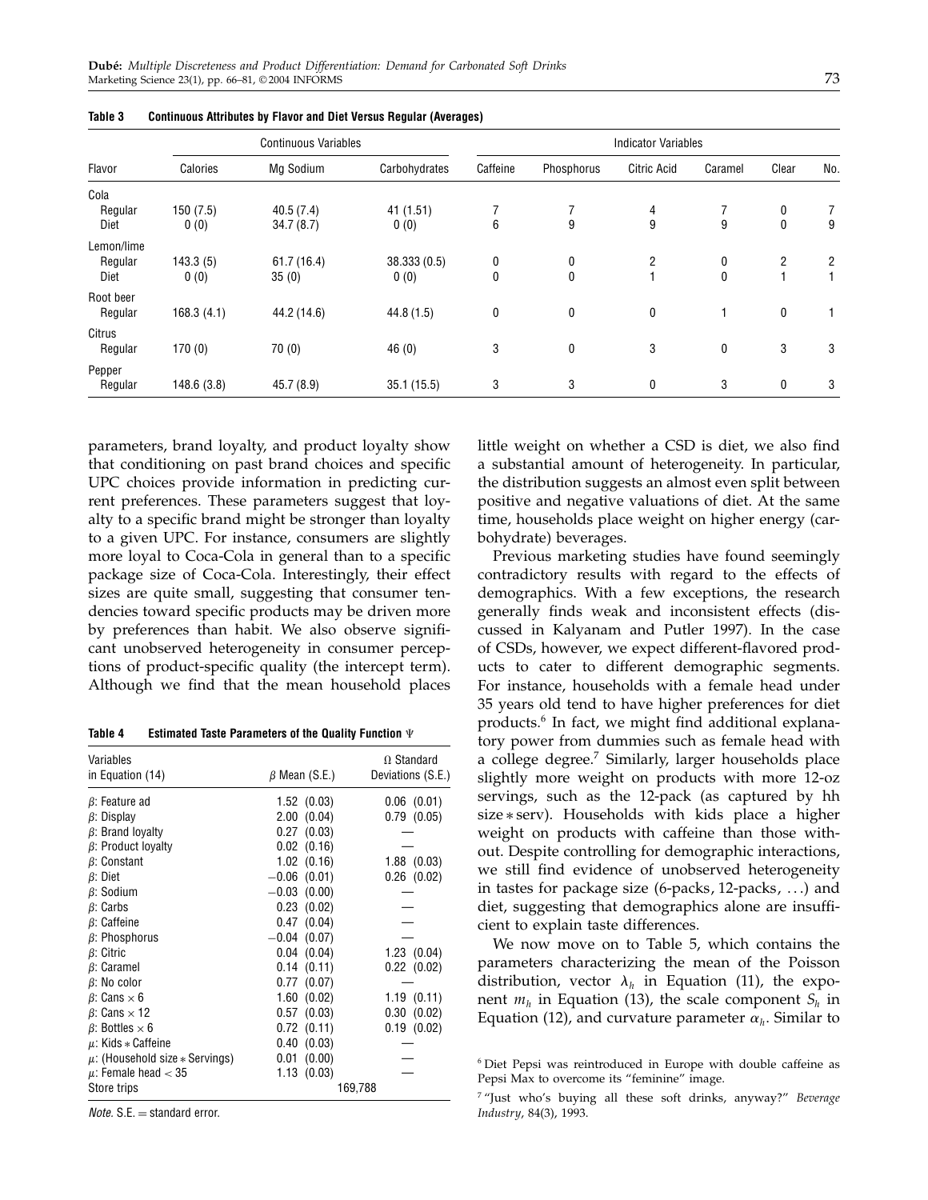**Table 3 Continuous Attributes by Flavor and Diet Versus Regular (Averages)**

| Flavor | Continuous Variables | | | Indicator Variables | | | | | |
|---|---|---|---|---|---|---|---|---|---|
| | Calories | Mg Sodium | Carbohydrates | Caffeine | Phosphorus | Citric Acid | Caramel | Clear | No. |
| Cola | | | | | | | | | |
| Regular | 150 (7.5) | 40.5 (7.4) | 41 (1.51) | 7 | 7 | 4 | 7 | 0 | 7 |
| Diet | 0 (0) | 34.7 (8.7) | 0 (0) | 6 | 9 | 9 | 9 | 0 | 9 |
| Lemon/lime | | | | | | | | | |
| Regular | 143.3 (5) | 61.7 (16.4) | 38.333 (0.5) | 0 | 0 | 2 | 0 | 2 | 2 |
| Diet | 0 (0) | 35 (0) | 0 (0) | 0 | 0 | 1 | 0 | 1 | 1 |
| Root beer | | | | | | | | | |
| Regular | 168.3 (4.1) | 44.2 (14.6) | 44.8 (1.5) | 0 | 0 | 0 | 1 | 0 | 1 |
| Citrus | | | | | | | | | |
| Regular | 170 (0) | 70 (0) | 46 (0) | 3 | 0 | 3 | 0 | 3 | 3 |
| Pepper | | | | | | | | | |
| Regular | 148.6 (3.8) | 45.7 (8.9) | 35.1 (15.5) | 3 | 3 | 0 | 3 | 0 | 3 |

parameters, brand loyalty, and product loyalty show that conditioning on past brand choices and specific UPC choices provide information in predicting current preferences. These parameters suggest that loyalty to a specific brand might be stronger than loyalty to a given UPC. For instance, consumers are slightly more loyal to Coca-Cola in general than to a specific package size of Coca-Cola. Interestingly, their effect sizes are quite small, suggesting that consumer tendencies toward specific products may be driven more by preferences than habit. We also observe significant unobserved heterogeneity in consumer perceptions of product-specific quality (the intercept term). Although we find that the mean household places little weight on whether a CSD is diet, we also find a substantial amount of heterogeneity. In particular, the distribution suggests an almost even split between positive and negative valuations of diet. At the same time, households place weight on higher energy (carbohydrate) beverages.

**Table 4 Estimated Taste Parameters of the Quality Function $\Psi$**

| Variables in Equation (14) | $\beta$ Mean (S.E.) | $\Omega$ Standard Deviations (S.E.) |
|---|---|---|
| $\beta$: Feature ad | 1.52 (0.03) | 0.06 (0.01) |
| $\beta$: Display | 2.00 (0.04) | 0.79 (0.05) |
| $\beta$: Brand loyalty | 0.27 (0.03) | — |
| $\beta$: Product loyalty | 0.02 (0.16) | — |
| $\beta$: Constant | 1.02 (0.16) | 1.88 (0.03) |
| $\beta$: Diet | −0.06 (0.01) | 0.26 (0.02) |
| $\beta$: Sodium | −0.03 (0.00) | — |
| $\beta$: Carbs | 0.23 (0.02) | — |
| $\beta$: Caffeine | 0.47 (0.04) | — |
| $\beta$: Phosphorus | −0.04 (0.07) | — |
| $\beta$: Citric | 0.04 (0.04) | 1.23 (0.04) |
| $\beta$: Caramel | 0.14 (0.11) | 0.22 (0.02) |
| $\beta$: No color | 0.77 (0.07) | — |
| $\beta$: Cans × 6 | 1.60 (0.02) | 1.19 (0.11) |
| $\beta$: Cans × 12 | 0.57 (0.03) | 0.30 (0.02) |
| $\beta$: Bottles × 6 | 0.72 (0.11) | 0.19 (0.02) |
| $\mu$: Kids * Caffeine | 0.40 (0.03) | — |
| $\mu$: (Household size * Servings) | 0.01 (0.00) | — |
| $\mu$: Female head < 35 | 1.13 (0.03) | — |
| Store trips | 169,788 | |

*Note.* S.E. = standard error.

Previous marketing studies have found seemingly contradictory results with regard to the effects of demographics. With a few exceptions, the research generally finds weak and inconsistent effects (discussed in Kalyanam and Putler 1997). In the case of CSDs, however, we expect different-flavored products to cater to different demographic segments. For instance, households with a female head under 35 years old tend to have higher preferences for diet products.[6] In fact, we might find additional explanatory power from dummies such as female head with a college degree.[7] Similarly, larger households place slightly more weight on products with more 12-oz servings, such as the 12-pack (as captured by hh size * serv). Households with kids place a higher weight on products with caffeine than those without. Despite controlling for demographic interactions, we still find evidence of unobserved heterogeneity in tastes for package size (6-packs, 12-packs, ...) and diet, suggesting that demographics alone are insufficient to explain taste differences.

We now move on to Table 5, which contains the parameters characterizing the mean of the Poisson distribution, vector $\lambda_h$ in Equation (11), the exponent $m_h$ in Equation (13), the scale component $S_h$ in Equation (12), and curvature parameter $\alpha_h$. Similar to

[6] Diet Pepsi was reintroduced in Europe with double caffeine as Pepsi Max to overcome its "feminine" image.

[7] "Just who's buying all these soft drinks, anyway?" *Beverage Industry*, 84(3), 1993.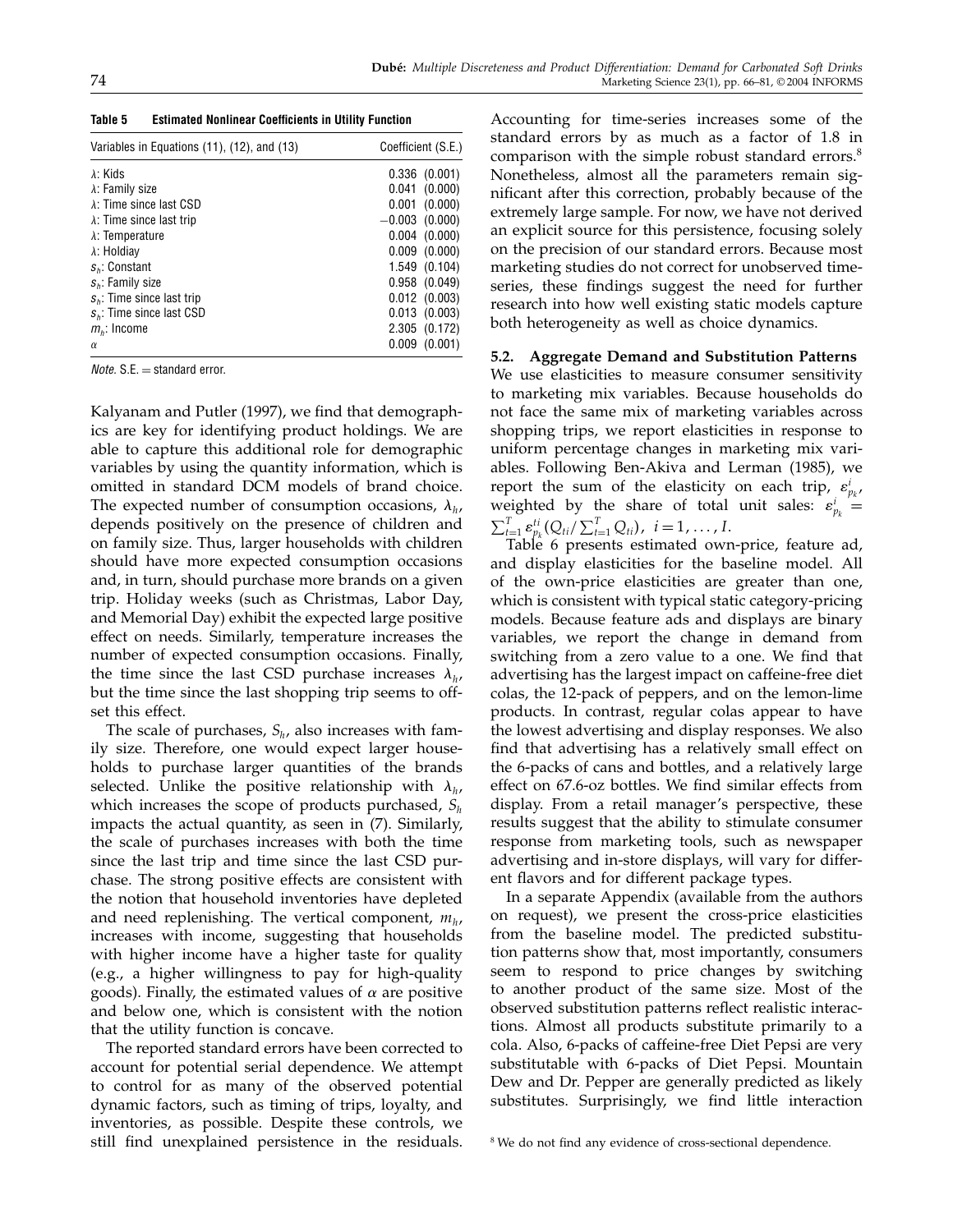**Table 5 Estimated Nonlinear Coefficients in Utility Function**

| Variables in Equations (11), (12), and (13) | Coefficient (S.E.) |
|---|---|
| $\lambda$: Kids | 0.336 (0.001) |
| $\lambda$: Family size | 0.041 (0.000) |
| $\lambda$: Time since last CSD | 0.001 (0.000) |
| $\lambda$: Time since last trip | −0.003 (0.000) |
| $\lambda$: Temperature | 0.004 (0.000) |
| $\lambda$: Holdiay | 0.009 (0.000) |
| $s_h$: Constant | 1.549 (0.104) |
| $s_h$: Family size | 0.958 (0.049) |
| $s_h$: Time since last trip | 0.012 (0.003) |
| $s_h$: Time since last CSD | 0.013 (0.003) |
| $m_h$: Income | 2.305 (0.172) |
| $\alpha$ | 0.009 (0.001) |

*Note.* S.E. = standard error.

Kalyanam and Putler (1997), we find that demographics are key for identifying product holdings. We are able to capture this additional role for demographic variables by using the quantity information, which is omitted in standard DCM models of brand choice. The expected number of consumption occasions, $\lambda_h$, depends positively on the presence of children and on family size. Thus, larger households with children should have more expected consumption occasions and, in turn, should purchase more brands on a given trip. Holiday weeks (such as Christmas, Labor Day, and Memorial Day) exhibit the expected large positive effect on needs. Similarly, temperature increases the number of expected consumption occasions. Finally, the time since the last CSD purchase increases $\lambda_h$, but the time since the last shopping trip seems to offset this effect.

The scale of purchases, $S_h$, also increases with family size. Therefore, one would expect larger households to purchase larger quantities of the brands selected. Unlike the positive relationship with $\lambda_h$, which increases the scope of products purchased, $S_h$ impacts the actual quantity, as seen in (7). Similarly, the scale of purchases increases with both the time since the last trip and time since the last CSD purchase. The strong positive effects are consistent with the notion that household inventories have depleted and need replenishing. The vertical component, $m_h$, increases with income, suggesting that households with higher income have a higher taste for quality (e.g., a higher willingness to pay for high-quality goods). Finally, the estimated values of $\alpha$ are positive and below one, which is consistent with the notion that the utility function is concave.

The reported standard errors have been corrected to account for potential serial dependence. We attempt to control for as many of the observed potential dynamic factors, such as timing of trips, loyalty, and inventories, as possible. Despite these controls, we still find unexplained persistence in the residuals. Accounting for time-series increases some of the standard errors by as much as a factor of 1.8 in comparison with the simple robust standard errors.[8] Nonetheless, almost all the parameters remain significant after this correction, probably because of the extremely large sample. For now, we have not derived an explicit source for this persistence, focusing solely on the precision of our standard errors. Because most marketing studies do not correct for unobserved time-series, these findings suggest the need for further research into how well existing static models capture both heterogeneity as well as choice dynamics.

### 5.2. Aggregate Demand and Substitution Patterns

We use elasticities to measure consumer sensitivity to marketing mix variables. Because households do not face the same mix of marketing variables across shopping trips, we report elasticities in response to uniform percentage changes in marketing mix variables. Following Ben-Akiva and Lerman (1985), we report the sum of the elasticity on each trip, $\varepsilon^i_{p_k}$, weighted by the share of total unit sales: $\varepsilon^i_{p_k} = \sum_{t=1}^{T} \varepsilon^{ti}_{p_k}(Q_{ti}/\sum_{t=1}^{T} Q_{ti}),\ i = 1, \ldots, I$.

Table 6 presents estimated own-price, feature ad, and display elasticities for the baseline model. All of the own-price elasticities are greater than one, which is consistent with typical static category-pricing models. Because feature ads and displays are binary variables, we report the change in demand from switching from a zero value to a one. We find that advertising has the largest impact on caffeine-free diet colas, the 12-pack of peppers, and on the lemon-lime products. In contrast, regular colas appear to have the lowest advertising and display responses. We also find that advertising has a relatively small effect on the 6-packs of cans and bottles, and a relatively large effect on 67.6-oz bottles. We find similar effects from display. From a retail manager's perspective, these results suggest that the ability to stimulate consumer response from marketing tools, such as newspaper advertising and in-store displays, will vary for different flavors and for different package types.

In a separate Appendix (available from the authors on request), we present the cross-price elasticities from the baseline model. The predicted substitution patterns show that, most importantly, consumers seem to respond to price changes by switching to another product of the same size. Most of the observed substitution patterns reflect realistic interactions. Almost all products substitute primarily to a cola. Also, 6-packs of caffeine-free Diet Pepsi are very substitutable with 6-packs of Diet Pepsi. Mountain Dew and Dr. Pepper are generally predicted as likely substitutes. Surprisingly, we find little interaction

[8] We do not find any evidence of cross-sectional dependence.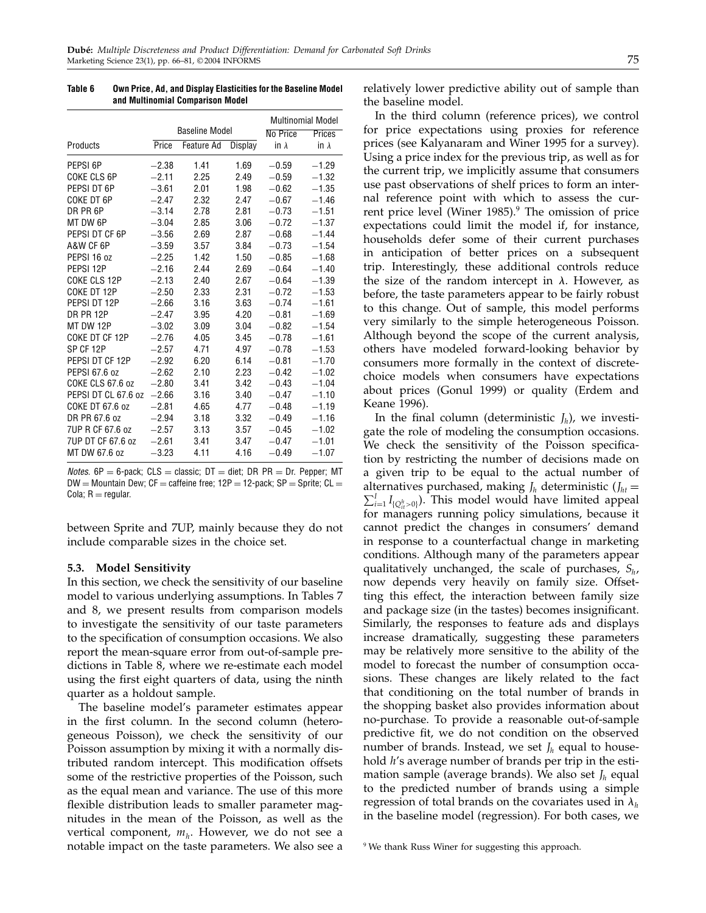**Table 6 Own Price, Ad, and Display Elasticities for the Baseline Model and Multinomial Comparison Model**

| Products | Baseline Model | | | Multinomial Model | |
|---|---|---|---|---|---|
| | Price | Feature Ad | Display | No Price in $\lambda$ | Prices in $\lambda$ |
| PEPSI 6P | −2.38 | 1.41 | 1.69 | −0.59 | −1.29 |
| COKE CLS 6P | −2.11 | 2.25 | 2.49 | −0.59 | −1.32 |
| PEPSI DT 6P | −3.61 | 2.01 | 1.98 | −0.62 | −1.35 |
| COKE DT 6P | −2.47 | 2.32 | 2.47 | −0.67 | −1.46 |
| DR PR 6P | −3.14 | 2.78 | 2.81 | −0.73 | −1.51 |
| MT DW 6P | −3.04 | 2.85 | 3.06 | −0.72 | −1.37 |
| PEPSI DT CF 6P | −3.56 | 2.69 | 2.87 | −0.68 | −1.44 |
| A&W CF 6P | −3.59 | 3.57 | 3.84 | −0.73 | −1.54 |
| PEPSI 16 oz | −2.25 | 1.42 | 1.50 | −0.85 | −1.68 |
| PEPSI 12P | −2.16 | 2.44 | 2.69 | −0.64 | −1.40 |
| COKE CLS 12P | −2.13 | 2.40 | 2.67 | −0.64 | −1.39 |
| COKE DT 12P | −2.50 | 2.33 | 2.31 | −0.72 | −1.53 |
| PEPSI DT 12P | −2.66 | 3.16 | 3.63 | −0.74 | −1.61 |
| DR PR 12P | −2.47 | 3.95 | 4.20 | −0.81 | −1.69 |
| MT DW 12P | −3.02 | 3.09 | 3.04 | −0.82 | −1.54 |
| COKE DT CF 12P | −2.76 | 4.05 | 3.45 | −0.78 | −1.61 |
| SP CF 12P | −2.57 | 4.71 | 4.97 | −0.78 | −1.53 |
| PEPSI DT CF 12P | −2.92 | 6.20 | 6.14 | −0.81 | −1.70 |
| PEPSI 67.6 oz | −2.62 | 2.10 | 2.23 | −0.42 | −1.02 |
| COKE CLS 67.6 oz | −2.80 | 3.41 | 3.42 | −0.43 | −1.04 |
| PEPSI DT CL 67.6 oz | −2.66 | 3.16 | 3.40 | −0.47 | −1.10 |
| COKE DT 67.6 oz | −2.81 | 4.65 | 4.77 | −0.48 | −1.19 |
| DR PR 67.6 oz | −2.94 | 3.18 | 3.32 | −0.49 | −1.16 |
| 7UP R CF 67.6 oz | −2.57 | 3.13 | 3.57 | −0.45 | −1.02 |
| 7UP DT CF 67.6 oz | −2.61 | 3.41 | 3.47 | −0.47 | −1.01 |
| MT DW 67.6 oz | −3.23 | 4.11 | 4.16 | −0.49 | −1.07 |

*Notes.* 6P = 6-pack; CLS = classic; DT = diet; DR PR = Dr. Pepper; MT DW = Mountain Dew; CF = caffeine free; 12P = 12-pack; SP = Sprite; CL = Cola; R = regular.

between Sprite and 7UP, mainly because they do not include comparable sizes in the choice set.

### 5.3. Model Sensitivity

In this section, we check the sensitivity of our baseline model to various underlying assumptions. In Tables 7 and 8, we present results from comparison models to investigate the sensitivity of our taste parameters to the specification of consumption occasions. We also report the mean-square error from out-of-sample predictions in Table 8, where we re-estimate each model using the first eight quarters of data, using the ninth quarter as a holdout sample.

The baseline model's parameter estimates appear in the first column. In the second column (heterogeneous Poisson), we check the sensitivity of our Poisson assumption by mixing it with a normally distributed random intercept. This modification offsets some of the restrictive properties of the Poisson, such as the equal mean and variance. The use of this more flexible distribution leads to smaller parameter magnitudes in the mean of the Poisson, as well as the vertical component, $m_h$. However, we do not see a notable impact on the taste parameters. We also see a relatively lower predictive ability out of sample than the baseline model.

In the third column (reference prices), we control for price expectations using proxies for reference prices (see Kalyanaram and Winer 1995 for a survey). Using a price index for the previous trip, as well as for the current trip, we implicitly assume that consumers use past observations of shelf prices to form an internal reference point with which to assess the current price level (Winer 1985).[9] The omission of price expectations could limit the model if, for instance, households defer some of their current purchases in anticipation of better prices on a subsequent trip. Interestingly, these additional controls reduce the size of the random intercept in $\lambda$. However, as before, the taste parameters appear to be fairly robust to this change. Out of sample, this model performs very similarly to the simple heterogeneous Poisson. Although beyond the scope of the current analysis, others have modeled forward-looking behavior by consumers more formally in the context of discrete-choice models when consumers have expectations about prices (Gonul 1999) or quality (Erdem and Keane 1996).

In the final column (deterministic $J_h$), we investigate the role of modeling the consumption occasions. We check the sensitivity of the Poisson specification by restricting the number of decisions made on a given trip to be equal to the actual number of alternatives purchased, making $J_h$ deterministic ($J_{ht} = \sum_{i=1}^{I} I_{\{Q_{it}^h > 0\}}$). This model would have limited appeal for managers running policy simulations, because it cannot predict the changes in consumers' demand in response to a counterfactual change in marketing conditions. Although many of the parameters appear qualitatively unchanged, the scale of purchases, $S_h$, now depends very heavily on family size. Offsetting this effect, the interaction between family size and package size (in the tastes) becomes insignificant. Similarly, the responses to feature ads and displays increase dramatically, suggesting these parameters may be relatively more sensitive to the ability of the model to forecast the number of consumption occasions. These changes are likely related to the fact that conditioning on the total number of brands in the shopping basket also provides information about no-purchase. To provide a reasonable out-of-sample predictive fit, we do not condition on the observed number of brands. Instead, we set $J_h$ equal to household $h$'s average number of brands per trip in the estimation sample (average brands). We also set $J_h$ equal to the predicted number of brands using a simple regression of total brands on the covariates used in $\lambda_h$ in the baseline model (regression). For both cases, we

[9] We thank Russ Winer for suggesting this approach.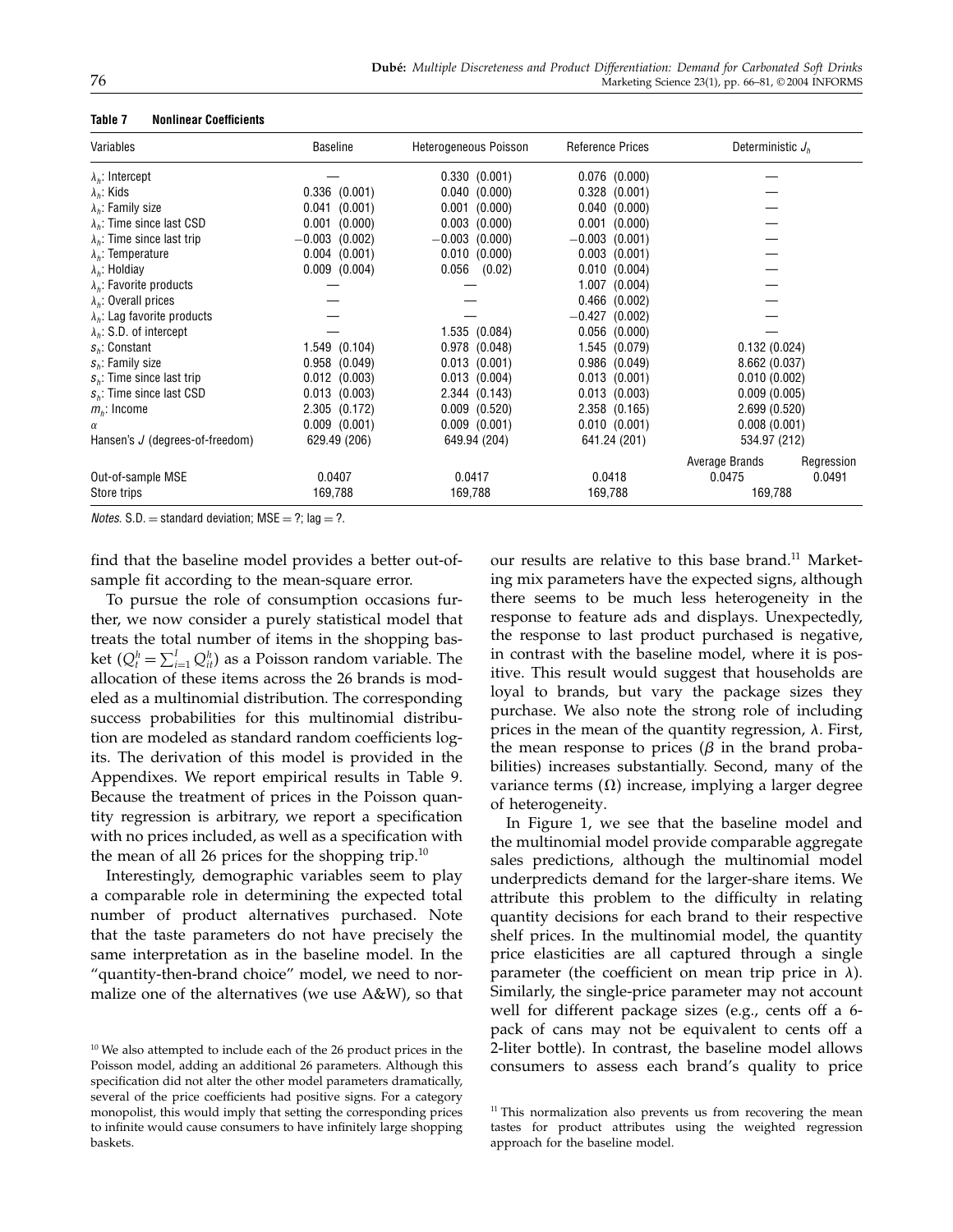**Table 7 Nonlinear Coefficients**

| Variables | Baseline | Heterogeneous Poisson | Reference Prices | Deterministic $J_h$ | |
|---|---|---|---|---|---|
| $\lambda_h$: Intercept | — | 0.330 (0.001) | 0.076 (0.000) | — | |
| $\lambda_h$: Kids | 0.336 (0.001) | 0.040 (0.000) | 0.328 (0.001) | — | |
| $\lambda_h$: Family size | 0.041 (0.001) | 0.001 (0.000) | 0.040 (0.000) | — | |
| $\lambda_h$: Time since last CSD | 0.001 (0.000) | 0.003 (0.000) | 0.001 (0.000) | — | |
| $\lambda_h$: Time since last trip | −0.003 (0.002) | −0.003 (0.000) | −0.003 (0.001) | — | |
| $\lambda_h$: Temperature | 0.004 (0.001) | 0.010 (0.000) | 0.003 (0.001) | — | |
| $\lambda_h$: Holdiay | 0.009 (0.004) | 0.056 (0.02) | 0.010 (0.004) | — | |
| $\lambda_h$: Favorite products | — | — | 1.007 (0.004) | — | |
| $\lambda_h$: Overall prices | — | — | 0.466 (0.002) | — | |
| $\lambda_h$: Lag favorite products | — | — | −0.427 (0.002) | — | |
| $\lambda_h$: S.D. of intercept | — | 1.535 (0.084) | 0.056 (0.000) | — | |
| $s_h$: Constant | 1.549 (0.104) | 0.978 (0.048) | 1.545 (0.079) | 0.132 (0.024) | |
| $s_h$: Family size | 0.958 (0.049) | 0.013 (0.001) | 0.986 (0.049) | 8.662 (0.037) | |
| $s_h$: Time since last trip | 0.012 (0.003) | 0.013 (0.004) | 0.013 (0.001) | 0.010 (0.002) | |
| $s_h$: Time since last CSD | 0.013 (0.003) | 2.344 (0.143) | 0.013 (0.003) | 0.009 (0.005) | |
| $m_h$: Income | 2.305 (0.172) | 0.009 (0.520) | 2.358 (0.165) | 2.699 (0.520) | |
| $\alpha$ | 0.009 (0.001) | 0.009 (0.001) | 0.010 (0.001) | 0.008 (0.001) | |
| Hansen's $J$ (degrees-of-freedom) | 629.49 (206) | 649.94 (204) | 641.24 (201) | 534.97 (212) | |
| | | | | Average Brands | Regression |
| Out-of-sample MSE | 0.0407 | 0.0417 | 0.0418 | 0.0475 | 0.0491 |
| Store trips | 169,788 | 169,788 | 169,788 | 169,788 | |

*Notes.* S.D. = standard deviation; MSE = ?; lag = ?.

find that the baseline model provides a better out-of-sample fit according to the mean-square error.

To pursue the role of consumption occasions further, we now consider a purely statistical model that treats the total number of items in the shopping basket ($Q_t^h = \sum_{i=1}^{I} Q_{it}^h$) as a Poisson random variable. The allocation of these items across the 26 brands is modeled as a multinomial distribution. The corresponding success probabilities for this multinomial distribution are modeled as standard random coefficients logits. The derivation of this model is provided in the Appendixes. We report empirical results in Table 9. Because the treatment of prices in the Poisson quantity regression is arbitrary, we report a specification with no prices included, as well as a specification with the mean of all 26 prices for the shopping trip.[10]

Interestingly, demographic variables seem to play a comparable role in determining the expected total number of product alternatives purchased. Note that the taste parameters do not have precisely the same interpretation as in the baseline model. In the "quantity-then-brand choice" model, we need to normalize one of the alternatives (we use A&W), so that our results are relative to this base brand.[11] Marketing mix parameters have the expected signs, although there seems to be much less heterogeneity in the response to feature ads and displays. Unexpectedly, the response to last product purchased is negative, in contrast with the baseline model, where it is positive. This result would suggest that households are loyal to brands, but vary the package sizes they purchase. We also note the strong role of including prices in the mean of the quantity regression, $\lambda$. First, the mean response to prices ($\beta$ in the brand probabilities) increases substantially. Second, many of the variance terms ($\Omega$) increase, implying a larger degree of heterogeneity.

In Figure 1, we see that the baseline model and the multinomial model provide comparable aggregate sales predictions, although the multinomial model underpredicts demand for the larger-share items. We attribute this problem to the difficulty in relating quantity decisions for each brand to their respective shelf prices. In the multinomial model, the quantity price elasticities are all captured through a single parameter (the coefficient on mean trip price in $\lambda$). Similarly, the single-price parameter may not account well for different package sizes (e.g., cents off a 6-pack of cans may not be equivalent to cents off a 2-liter bottle). In contrast, the baseline model allows consumers to assess each brand's quality to price

[10] We also attempted to include each of the 26 product prices in the Poisson model, adding an additional 26 parameters. Although this specification did not alter the other model parameters dramatically, several of the price coefficients had positive signs. For a category monopolist, this would imply that setting the corresponding prices to infinite would cause consumers to have infinitely large shopping baskets.

[11] This normalization also prevents us from recovering the mean tastes for product attributes using the weighted regression approach for the baseline model.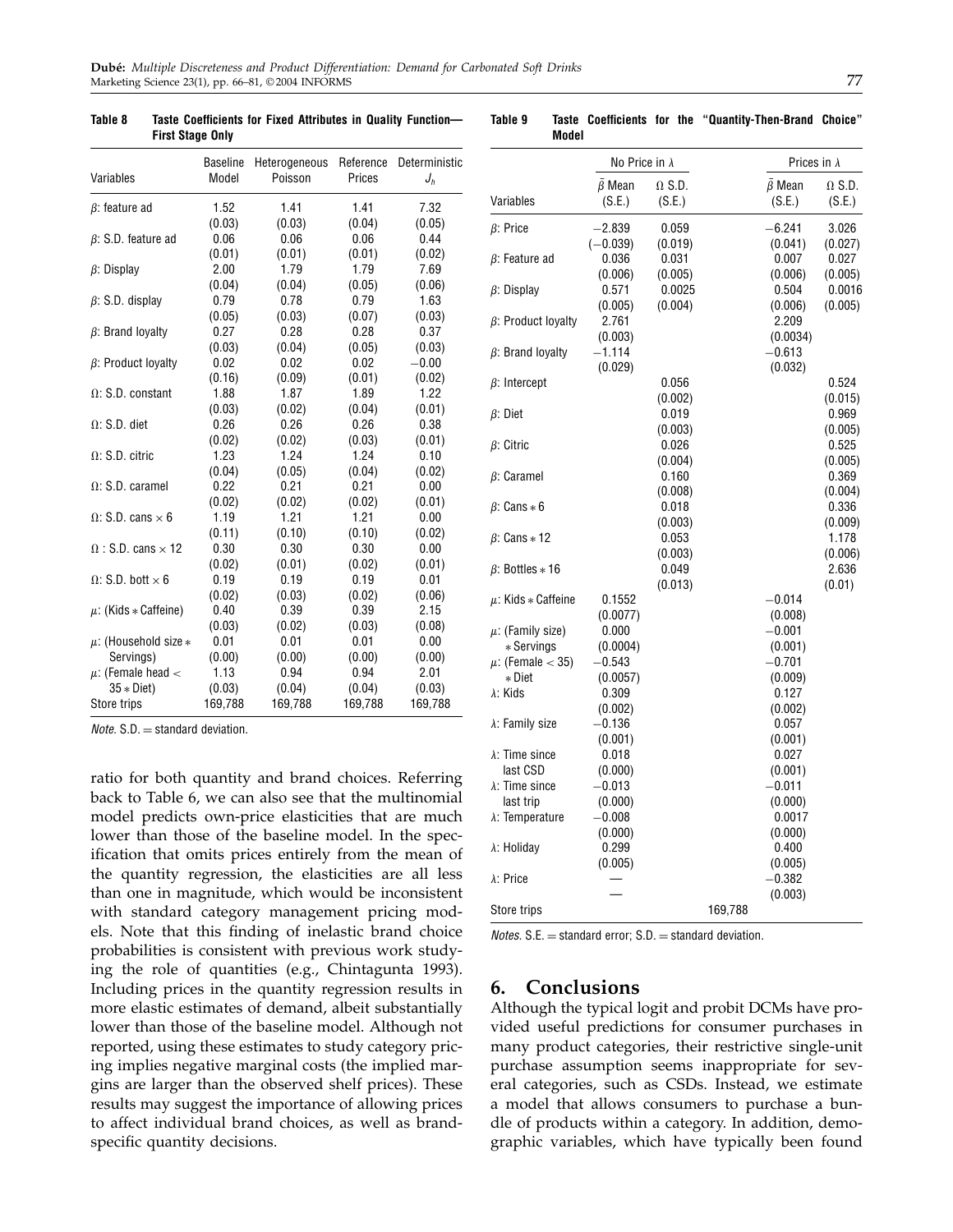**Table 8 Taste Coefficients for Fixed Attributes in Quality Function—First Stage Only**

| Variables | Baseline Model | Heterogeneous Poisson | Reference Prices | Deterministic $J_h$ |
|---|---|---|---|---|
| $\beta$: feature ad | 1.52 | 1.41 | 1.41 | 7.32 |
| | (0.03) | (0.03) | (0.04) | (0.05) |
| $\beta$: S.D. feature ad | 0.06 | 0.06 | 0.06 | 0.44 |
| | (0.01) | (0.01) | (0.01) | (0.02) |
| $\beta$: Display | 2.00 | 1.79 | 1.79 | 7.69 |
| | (0.04) | (0.04) | (0.05) | (0.06) |
| $\beta$: S.D. display | 0.79 | 0.78 | 0.79 | 1.63 |
| | (0.05) | (0.03) | (0.07) | (0.03) |
| $\beta$: Brand loyalty | 0.27 | 0.28 | 0.28 | 0.37 |
| | (0.03) | (0.04) | (0.05) | (0.03) |
| $\beta$: Product loyalty | 0.02 | 0.02 | 0.02 | −0.00 |
| | (0.16) | (0.09) | (0.01) | (0.02) |
| $\Omega$: S.D. constant | 1.88 | 1.87 | 1.89 | 1.22 |
| | (0.03) | (0.02) | (0.04) | (0.01) |
| $\Omega$: S.D. diet | 0.26 | 0.26 | 0.26 | 0.38 |
| | (0.02) | (0.02) | (0.03) | (0.01) |
| $\Omega$: S.D. citric | 1.23 | 1.24 | 1.24 | 0.10 |
| | (0.04) | (0.05) | (0.04) | (0.02) |
| $\Omega$: S.D. caramel | 0.22 | 0.21 | 0.21 | 0.00 |
| | (0.02) | (0.02) | (0.02) | (0.01) |
| $\Omega$: S.D. cans $\times$ 6 | 1.19 | 1.21 | 1.21 | 0.00 |
| | (0.11) | (0.10) | (0.10) | (0.02) |
| $\Omega$ : S.D. cans $\times$ 12 | 0.30 | 0.30 | 0.30 | 0.00 |
| | (0.02) | (0.01) | (0.02) | (0.01) |
| $\Omega$: S.D. bott $\times$ 6 | 0.19 | 0.19 | 0.19 | 0.01 |
| | (0.02) | (0.03) | (0.02) | (0.06) |
| $\mu$: (Kids * Caffeine) | 0.40 | 0.39 | 0.39 | 2.15 |
| | (0.03) | (0.02) | (0.03) | (0.08) |
| $\mu$: (Household size * Servings) | 0.01 | 0.01 | 0.01 | 0.00 |
| | (0.00) | (0.00) | (0.00) | (0.00) |
| $\mu$: (Female head < 35 * Diet) | 1.13 | 0.94 | 0.94 | 2.01 |
| | (0.03) | (0.04) | (0.04) | (0.03) |
| Store trips | 169,788 | 169,788 | 169,788 | 169,788 |

*Note.* S.D. = standard deviation.

ratio for both quantity and brand choices. Referring back to Table 6, we can also see that the multinomial model predicts own-price elasticities that are much lower than those of the baseline model. In the specification that omits prices entirely from the mean of the quantity regression, the elasticities are all less than one in magnitude, which would be inconsistent with standard category management pricing models. Note that this finding of inelastic brand choice probabilities is consistent with previous work studying the role of quantities (e.g., Chintagunta 1993). Including prices in the quantity regression results in more elastic estimates of demand, albeit substantially lower than those of the baseline model. Although not reported, using these estimates to study category pricing implies negative marginal costs (the implied margins are larger than the observed shelf prices). These results may suggest the importance of allowing prices to affect individual brand choices, as well as brand-specific quantity decisions.

**Table 9 Taste Coefficients for the "Quantity-Then-Brand Choice" Model**

| | No Price in $\lambda$ | | Prices in $\lambda$ | |
|---|---|---|---|---|
| Variables | $\bar{\beta}$ Mean (S.E.) | $\Omega$ S.D. (S.E.) | $\bar{\beta}$ Mean (S.E.) | $\Omega$ S.D. (S.E.) |
| $\beta$: Price | −2.839 | 0.059 | −6.241 | 3.026 |
| | (−0.039) | (0.019) | (0.041) | (0.027) |
| $\beta$: Feature ad | 0.036 | 0.031 | 0.007 | 0.027 |
| | (0.006) | (0.005) | (0.006) | (0.005) |
| $\beta$: Display | 0.571 | 0.0025 | 0.504 | 0.0016 |
| | (0.005) | (0.004) | (0.006) | (0.005) |
| $\beta$: Product loyalty | 2.761 | | 2.209 | |
| | (0.003) | | (0.0034) | |
| $\beta$: Brand loyalty | −1.114 | | −0.613 | |
| | (0.029) | | (0.032) | |
| $\beta$: Intercept | | 0.056 | | 0.524 |
| | | (0.002) | | (0.015) |
| $\beta$: Diet | | 0.019 | | 0.969 |
| | | (0.003) | | (0.005) |
| $\beta$: Citric | | 0.026 | | 0.525 |
| | | (0.004) | | (0.005) |
| $\beta$: Caramel | | 0.160 | | 0.369 |
| | | (0.008) | | (0.004) |
| $\beta$: Cans * 6 | | 0.018 | | 0.336 |
| | | (0.003) | | (0.009) |
| $\beta$: Cans * 12 | | 0.053 | | 1.178 |
| | | (0.003) | | (0.006) |
| $\beta$: Bottles * 16 | | 0.049 | | 2.636 |
| | | (0.013) | | (0.01) |
| $\mu$: Kids * Caffeine | 0.1552 | | −0.014 | |
| | (0.0077) | | (0.008) | |
| $\mu$: (Family size) * Servings | 0.000 | | −0.001 | |
| | (0.0004) | | (0.001) | |
| $\mu$: (Female < 35) * Diet | −0.543 | | −0.701 | |
| | (0.0057) | | (0.009) | |
| $\lambda$: Kids | 0.309 | | 0.127 | |
| | (0.002) | | (0.002) | |
| $\lambda$: Family size | −0.136 | | 0.057 | |
| | (0.001) | | (0.001) | |
| $\lambda$: Time since last CSD | 0.018 | | 0.027 | |
| | (0.000) | | (0.001) | |
| $\lambda$: Time since last trip | −0.013 | | −0.011 | |
| | (0.000) | | (0.000) | |
| $\lambda$: Temperature | −0.008 | | 0.0017 | |
| | (0.000) | | (0.000) | |
| $\lambda$: Holiday | 0.299 | | 0.400 | |
| | (0.005) | | (0.005) | |
| $\lambda$: Price | — | | −0.382 | |
| | — | | (0.003) | |
| Store trips | | 169,788 | | |

*Notes.* S.E. = standard error; S.D. = standard deviation.

## 6. Conclusions

Although the typical logit and probit DCMs have provided useful predictions for consumer purchases in many product categories, their restrictive single-unit purchase assumption seems inappropriate for several categories, such as CSDs. Instead, we estimate a model that allows consumers to purchase a bundle of products within a category. In addition, demographic variables, which have typically been found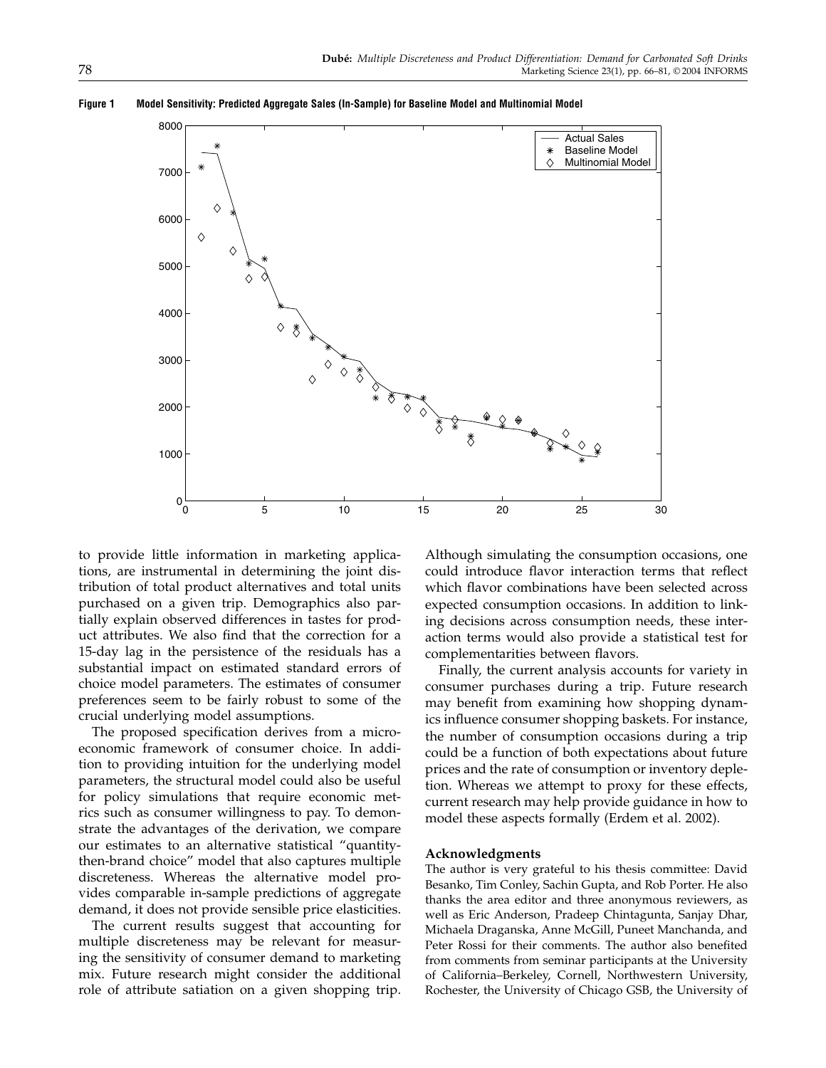**Figure 1 Model Sensitivity: Predicted Aggregate Sales (In-Sample) for Baseline Model and Multinomial Model**

8000
7000
6000
5000
4000
3000
2000
1000
0
0 5 10 15 20 25 30

Actual Sales
Baseline Model
Multinomial Model

to provide little information in marketing applications, are instrumental in determining the joint distribution of total product alternatives and total units purchased on a given trip. Demographics also partially explain observed differences in tastes for product attributes. We also find that the correction for a 15-day lag in the persistence of the residuals has a substantial impact on estimated standard errors of choice model parameters. The estimates of consumer preferences seem to be fairly robust to some of the crucial underlying model assumptions.

The proposed specification derives from a microeconomic framework of consumer choice. In addition to providing intuition for the underlying model parameters, the structural model could also be useful for policy simulations that require economic metrics such as consumer willingness to pay. To demonstrate the advantages of the derivation, we compare our estimates to an alternative statistical "quantity-then-brand choice" model that also captures multiple discreteness. Whereas the alternative model provides comparable in-sample predictions of aggregate demand, it does not provide sensible price elasticities.

The current results suggest that accounting for multiple discreteness may be relevant for measuring the sensitivity of consumer demand to marketing mix. Future research might consider the additional role of attribute satiation on a given shopping trip. Although simulating the consumption occasions, one could introduce flavor interaction terms that reflect which flavor combinations have been selected across expected consumption occasions. In addition to linking decisions across consumption needs, these interaction terms would also provide a statistical test for complementarities between flavors.

Finally, the current analysis accounts for variety in consumer purchases during a trip. Future research may benefit from examining how shopping dynamics influence consumer shopping baskets. For instance, the number of consumption occasions during a trip could be a function of both expectations about future prices and the rate of consumption or inventory depletion. Whereas we attempt to proxy for these effects, current research may help provide guidance in how to model these aspects formally (Erdem et al. 2002).

### Acknowledgments

The author is very grateful to his thesis committee: David Besanko, Tim Conley, Sachin Gupta, and Rob Porter. He also thanks the area editor and three anonymous reviewers, as well as Eric Anderson, Pradeep Chintagunta, Sanjay Dhar, Michaela Draganska, Anne McGill, Puneet Manchanda, and Peter Rossi for their comments. The author also benefited from comments from seminar participants at the University of California–Berkeley, Cornell, Northwestern University, Rochester, the University of Chicago GSB, the University of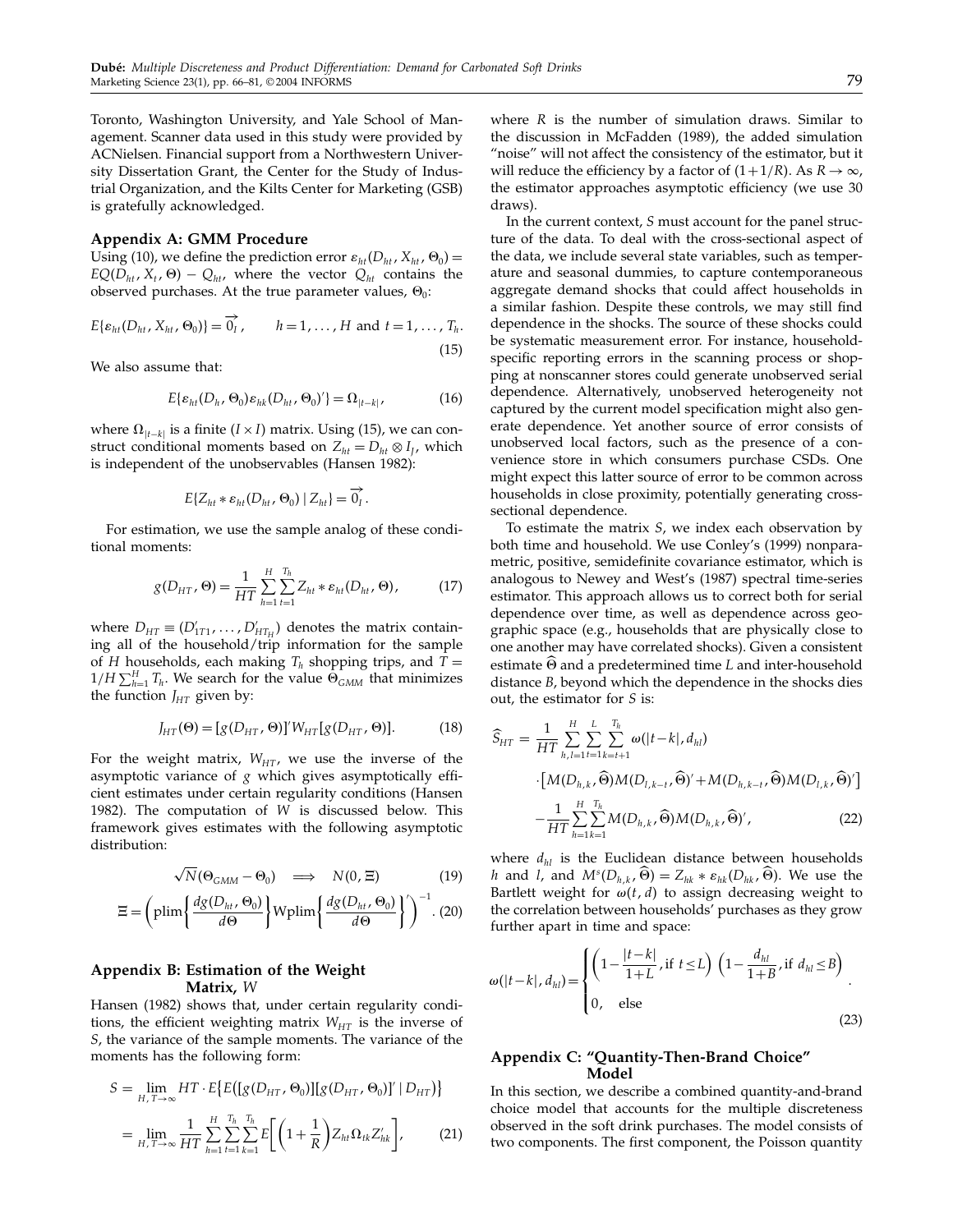Toronto, Washington University, and Yale School of Management. Scanner data used in this study were provided by ACNielsen. Financial support from a Northwestern University Dissertation Grant, the Center for the Study of Industrial Organization, and the Kilts Center for Marketing (GSB) is gratefully acknowledged.

## Appendix A: GMM Procedure

Using (10), we define the prediction error $\varepsilon_{ht}(D_{ht}, X_{ht}, \Theta_0) = EQ(D_{ht}, X_t, \Theta) - Q_{ht}$, where the vector $Q_{ht}$ contains the observed purchases. At the true parameter values, $\Theta_0$:

$$E\{\varepsilon_{ht}(D_{ht}, X_{ht}, \Theta_0)\} = \overrightarrow{0}_I, \qquad h = 1, \ldots, H \text{ and } t = 1, \ldots, T_h. \tag{15}$$

We also assume that:

$$E\{\varepsilon_{ht}(D_h, \Theta_0)\varepsilon_{hk}(D_{ht}, \Theta_0)'\} = \Omega_{|t-k|}, \tag{16}$$

where $\Omega_{|t-k|}$ is a finite $(I \times I)$ matrix. Using (15), we can construct conditional moments based on $Z_{ht} = D_{ht} \otimes I_J$, which is independent of the unobservables (Hansen 1982):

$$E\{Z_{ht} * \varepsilon_{ht}(D_{ht}, \Theta_0) \mid Z_{ht}\} = \overrightarrow{0}_I.$$

For estimation, we use the sample analog of these conditional moments:

$$g(D_{HT}, \Theta) = \frac{1}{HT}\sum_{h=1}^{H}\sum_{t=1}^{T_h} Z_{ht} * \varepsilon_{ht}(D_{ht}, \Theta), \tag{17}$$

where $D_{HT} \equiv (D'_{1T1}, \ldots, D'_{HT_H})$ denotes the matrix containing all of the household/trip information for the sample of $H$ households, each making $T_h$ shopping trips, and $T = 1/H \sum_{h=1}^{H} T_h$. We search for the value $\Theta_{GMM}$ that minimizes the function $J_{HT}$ given by:

$$J_{HT}(\Theta) = [g(D_{HT}, \Theta)]' W_{HT}[g(D_{HT}, \Theta)]. \tag{18}$$

For the weight matrix, $W_{HT}$, we use the inverse of the asymptotic variance of $g$ which gives asymptotically efficient estimates under certain regularity conditions (Hansen 1982). The computation of $W$ is discussed below. This framework gives estimates with the following asymptotic distribution:

$$\sqrt{N}(\Theta_{GMM} - \Theta_0) \implies N(0, \Xi) \tag{19}$$

$$\Xi = \left(\text{plim}\left\{\frac{dg(D_{ht}, \Theta_0)}{d\Theta}\right\} W \text{plim}\left\{\frac{dg(D_{ht}, \Theta_0)}{d\Theta}\right\}'\right)^{-1}. \tag{20}$$

## Appendix B: Estimation of the Weight Matrix, $W$

Hansen (1982) shows that, under certain regularity conditions, the efficient weighting matrix $W_{HT}$ is the inverse of $S$, the variance of the sample moments. The variance of the moments has the following form:

$$\begin{aligned} S &= \lim_{H,T\to\infty} HT \cdot E\{E([g(D_{HT}, \Theta_0)][g(D_{HT}, \Theta_0)]' \mid D_{HT})\} \\ &= \lim_{H,T\to\infty} \frac{1}{HT}\sum_{h=1}^{H}\sum_{t=1}^{T_h}\sum_{k=1}^{T_h} E\left[\left(1+\frac{1}{R}\right) Z_{ht}\Omega_{tk}Z'_{hk}\right], \end{aligned} \tag{21}$$

where $R$ is the number of simulation draws. Similar to the discussion in McFadden (1989), the added simulation "noise" will not affect the consistency of the estimator, but it will reduce the efficiency by a factor of $(1+1/R)$. As $R \to \infty$, the estimator approaches asymptotic efficiency (we use 30 draws).

In the current context, $S$ must account for the panel structure of the data. To deal with the cross-sectional aspect of the data, we include several state variables, such as temperature and seasonal dummies, to capture contemporaneous aggregate demand shocks that could affect households in a similar fashion. Despite these controls, we may still find dependence in the shocks. The source of these shocks could be systematic measurement error. For instance, household-specific reporting errors in the scanning process or shopping at nonscanner stores could generate unobserved serial dependence. Alternatively, unobserved heterogeneity not captured by the current model specification might also generate dependence. Yet another source of error consists of unobserved local factors, such as the presence of a convenience store in which consumers purchase CSDs. One might expect this latter source of error to be common across households in close proximity, potentially generating cross-sectional dependence.

To estimate the matrix $S$, we index each observation by both time and household. We use Conley's (1999) nonparametric, positive, semidefinite covariance estimator, which is analogous to Newey and West's (1987) spectral time-series estimator. This approach allows us to correct both for serial dependence over time, as well as dependence across geographic space (e.g., households that are physically close to one another may have correlated shocks). Given a consistent estimate $\widehat{\Theta}$ and a predetermined time $L$ and inter-household distance $B$, beyond which the dependence in the shocks dies out, the estimator for $S$ is:

$$\begin{aligned} \widehat{S}_{HT} = {} & \frac{1}{HT}\sum_{h,l=1}^{H}\sum_{t=1}^{L}\sum_{k=t+1}^{T_h}\omega(|t-k|, d_{hl}) \\ & \cdot\left[M(D_{h,k}, \widehat{\Theta})M(D_{l,k-t}, \widehat{\Theta})' + M(D_{h,k-t}, \widehat{\Theta})M(D_{l,k}, \widehat{\Theta})'\right] \\ & - \frac{1}{HT}\sum_{h=1}^{H}\sum_{k=1}^{T_h} M(D_{h,k}, \widehat{\Theta})M(D_{h,k}, \widehat{\Theta})', \end{aligned} \tag{22}$$

where $d_{hl}$ is the Euclidean distance between households $h$ and $l$, and $M^s(D_{h,k}, \widehat{\Theta}) = Z_{hk} * \varepsilon_{hk}(D_{hk}, \widehat{\Theta})$. We use the Bartlett weight for $\omega(t, d)$ to assign decreasing weight to the correlation between households' purchases as they grow further apart in time and space:

$$\omega(|t-k|, d_{hl}) = \begin{cases} \left(1 - \dfrac{|t-k|}{1+L}, \text{if } t \le L\right)\left(1 - \dfrac{d_{hl}}{1+B}, \text{if } d_{hl} \le B\right) \\ 0, \quad \text{else} \end{cases}. \tag{23}$$

## Appendix C: "Quantity-Then-Brand Choice" Model

In this section, we describe a combined quantity-and-brand choice model that accounts for the multiple discreteness observed in the soft drink purchases. The model consists of two components. The first component, the Poisson quantity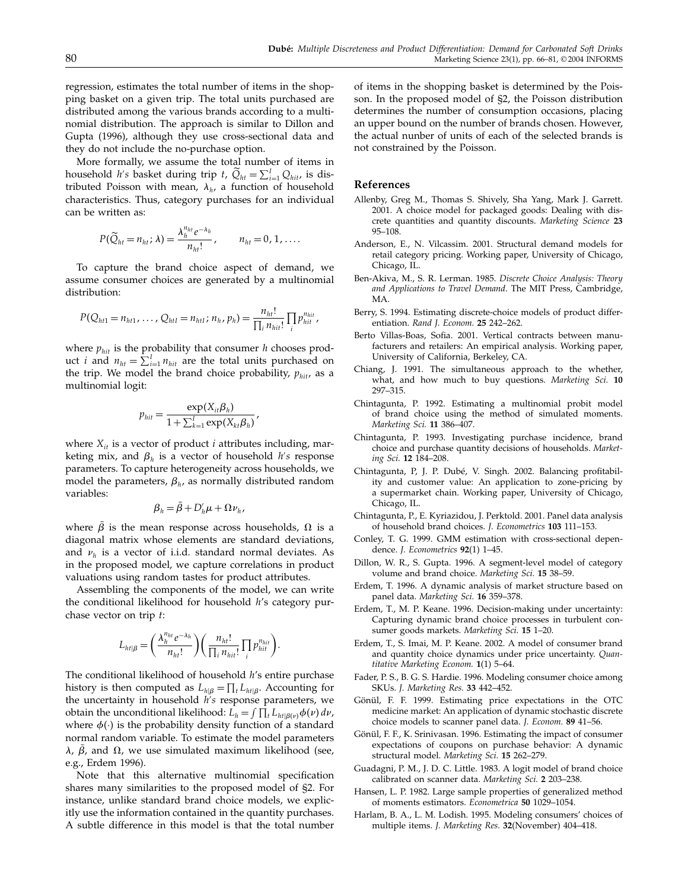regression, estimates the total number of items in the shopping basket on a given trip. The total units purchased are distributed among the various brands according to a multinomial distribution. The approach is similar to Dillon and Gupta (1996), although they use cross-sectional data and they do not include the no-purchase option.

More formally, we assume the total number of items in household $h$'s basket during trip $t$, $\widetilde{Q}_{ht} = \sum_{i=1}^{I} Q_{hit}$, is distributed Poisson with mean, $\lambda_h$, a function of household characteristics. Thus, category purchases for an individual can be written as:

$$P(\widetilde{Q}_{ht} = n_{ht}; \lambda) = \frac{\lambda_h^{n_{ht}} e^{-\lambda_h}}{n_{ht}!}, \qquad n_{ht} = 0, 1, \ldots.$$

To capture the brand choice aspect of demand, we assume consumer choices are generated by a multinomial distribution:

$$P(Q_{ht1} = n_{ht1}, \ldots, Q_{htI} = n_{htI}; n_h, p_h) = \frac{n_{ht}!}{\prod_i n_{hit}!} \prod_i p_{hit}^{n_{hit}},$$

where $p_{hit}$ is the probability that consumer $h$ chooses product $i$ and $n_{ht} = \sum_{i=1}^{I} n_{hit}$ are the total units purchased on the trip. We model the brand choice probability, $p_{hit}$, as a multinomial logit:

$$p_{hit} = \frac{\exp(X_{it}\beta_h)}{1 + \sum_{k=1}^{I} \exp(X_{kt}\beta_h)},$$

where $X_{it}$ is a vector of product $i$ attributes including, marketing mix, and $\beta_h$ is a vector of household $h$'s response parameters. To capture heterogeneity across households, we model the parameters, $\beta_h$, as normally distributed random variables:

$$\beta_h = \bar{\beta} + D_h' \mu + \Omega \nu_h,$$

where $\bar{\beta}$ is the mean response across households, $\Omega$ is a diagonal matrix whose elements are standard deviations, and $\nu_h$ is a vector of i.i.d. standard normal deviates. As in the proposed model, we capture correlations in product valuations using random tastes for product attributes.

Assembling the components of the model, we can write the conditional likelihood for household $h$'s category purchase vector on trip $t$:

$$L_{ht|\beta} = \left( \frac{\lambda_h^{n_{ht}} e^{-\lambda_h}}{n_{ht}!} \right) \left( \frac{n_{ht}!}{\prod_i n_{hit}!} \prod_i p_{hit}^{n_{hit}} \right).$$

The conditional likelihood of household $h$'s entire purchase history is then computed as $L_{h|\beta} = \prod_t L_{ht|\beta}$. Accounting for the uncertainty in household $h$'s response parameters, we obtain the unconditional likelihood: $L_h = \int \prod_t L_{ht|\beta(\nu)} \phi(\nu)\, d\nu$, where $\phi(\cdot)$ is the probability density function of a standard normal random variable. To estimate the model parameters $\lambda$, $\bar{\beta}$, and $\Omega$, we use simulated maximum likelihood (see, e.g., Erdem 1996).

Note that this alternative multinomial specification shares many similarities to the proposed model of §2. For instance, unlike standard brand choice models, we explicitly use the information contained in the quantity purchases. A subtle difference in this model is that the total number of items in the shopping basket is determined by the Poisson. In the proposed model of §2, the Poisson distribution determines the number of consumption occasions, placing an upper bound on the number of brands chosen. However, the actual nunber of units of each of the selected brands is not constrained by the Poisson.

## References

Allenby, Greg M., Thomas S. Shively, Sha Yang, Mark J. Garrett. 2001. A choice model for packaged goods: Dealing with discrete quantities and quantity discounts. *Marketing Science* **23** 95–108.

Anderson, E., N. Vilcassim. 2001. Structural demand models for retail category pricing. Working paper, University of Chicago, Chicago, IL.

Ben-Akiva, M., S. R. Lerman. 1985. *Discrete Choice Analysis: Theory and Applications to Travel Demand*. The MIT Press, Cambridge, MA.

Berry, S. 1994. Estimating discrete-choice models of product differentiation. *Rand J. Econom.* **25** 242–262.

Berto Villas-Boas, Sofia. 2001. Vertical contracts between manufacturers and retailers: An empirical analysis. Working paper, University of California, Berkeley, CA.

Chiang, J. 1991. The simultaneous approach to the whether, what, and how much to buy questions. *Marketing Sci.* **10** 297–315.

Chintagunta, P. 1992. Estimating a multinomial probit model of brand choice using the method of simulated moments. *Marketing Sci.* **11** 386–407.

Chintagunta, P. 1993. Investigating purchase incidence, brand choice and purchase quantity decisions of households. *Marketing Sci.* **12** 184–208.

Chintagunta, P, J. P. Dubé, V. Singh. 2002. Balancing profitability and customer value: An application to zone-pricing by a supermarket chain. Working paper, University of Chicago, Chicago, IL.

Chintagunta, P., E. Kyriazidou, J. Perktold. 2001. Panel data analysis of household brand choices. *J. Econometrics* **103** 111–153.

Conley, T. G. 1999. GMM estimation with cross-sectional dependence. *J. Econometrics* **92**(1) 1–45.

Dillon, W. R., S. Gupta. 1996. A segment-level model of category volume and brand choice. *Marketing Sci.* **15** 38–59.

Erdem, T. 1996. A dynamic analysis of market structure based on panel data. *Marketing Sci.* **16** 359–378.

Erdem, T., M. P. Keane. 1996. Decision-making under uncertainty: Capturing dynamic brand choice processes in turbulent consumer goods markets. *Marketing Sci.* **15** 1–20.

Erdem, T., S. Imai, M. P. Keane. 2002. A model of consumer brand and quantity choice dynamics under price uncertainty. *Quantitative Marketing Econom.* **1**(1) 5–64.

Fader, P. S., B. G. S. Hardie. 1996. Modeling consumer choice among SKUs. *J. Marketing Res.* **33** 442–452.

Gönül, F. F. 1999. Estimating price expectations in the OTC medicine market: An application of dynamic stochastic discrete choice models to scanner panel data. *J. Econom.* **89** 41–56.

Gönül, F. F., K. Srinivasan. 1996. Estimating the impact of consumer expectations of coupons on purchase behavior: A dynamic structural model. *Marketing Sci.* **15** 262–279.

Guadagni, P. M., J. D. C. Little. 1983. A logit model of brand choice calibrated on scanner data. *Marketing Sci.* **2** 203–238.

Hansen, L. P. 1982. Large sample properties of generalized method of moments estimators. *Econometrica* **50** 1029–1054.

Harlam, B. A., L. M. Lodish. 1995. Modeling consumers' choices of multiple items. *J. Marketing Res.* **32**(November) 404–418.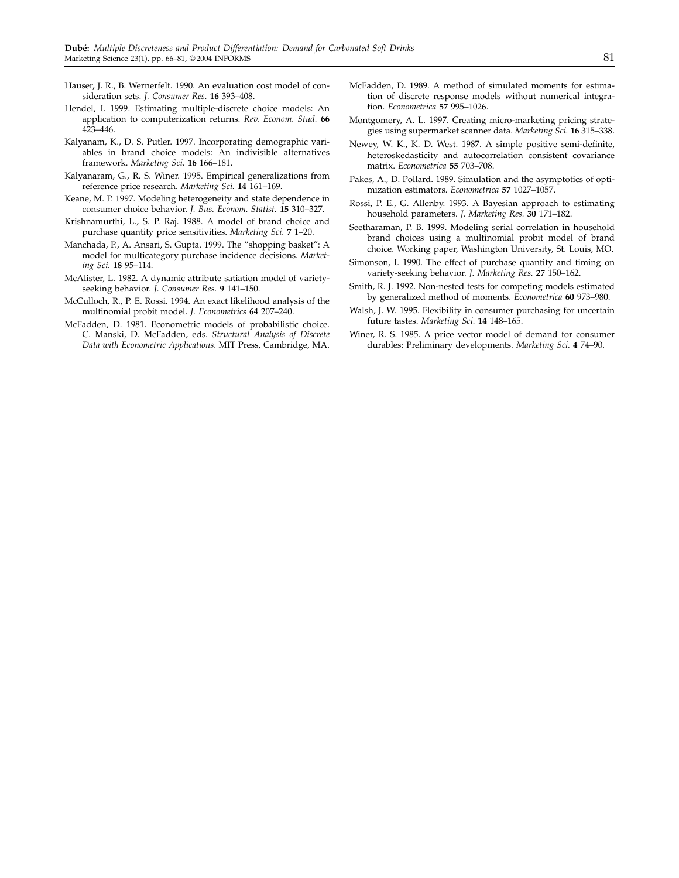Hauser, J. R., B. Wernerfelt. 1990. An evaluation cost model of consideration sets. *J. Consumer Res.* **16** 393–408.

Hendel, I. 1999. Estimating multiple-discrete choice models: An application to computerization returns. *Rev. Econom. Stud.* **66** 423–446.

Kalyanam, K., D. S. Putler. 1997. Incorporating demographic variables in brand choice models: An indivisible alternatives framework. *Marketing Sci.* **16** 166–181.

Kalyanaram, G., R. S. Winer. 1995. Empirical generalizations from reference price research. *Marketing Sci.* **14** 161–169.

Keane, M. P. 1997. Modeling heterogeneity and state dependence in consumer choice behavior. *J. Bus. Econom. Statist.* **15** 310–327.

Krishnamurthi, L., S. P. Raj. 1988. A model of brand choice and purchase quantity price sensitivities. *Marketing Sci.* **7** 1–20.

Manchada, P., A. Ansari, S. Gupta. 1999. The "shopping basket": A model for multicategory purchase incidence decisions. *Marketing Sci.* **18** 95–114.

McAlister, L. 1982. A dynamic attribute satiation model of variety-seeking behavior. *J. Consumer Res.* **9** 141–150.

McCulloch, R., P. E. Rossi. 1994. An exact likelihood analysis of the multinomial probit model. *J. Econometrics* **64** 207–240.

McFadden, D. 1981. Econometric models of probabilistic choice. C. Manski, D. McFadden, eds. *Structural Analysis of Discrete Data with Econometric Applications*. MIT Press, Cambridge, MA.

McFadden, D. 1989. A method of simulated moments for estimation of discrete response models without numerical integration. *Econometrica* **57** 995–1026.

Montgomery, A. L. 1997. Creating micro-marketing pricing strategies using supermarket scanner data. *Marketing Sci.* **16** 315–338.

Newey, W. K., K. D. West. 1987. A simple positive semi-definite, heteroskedasticity and autocorrelation consistent covariance matrix. *Econometrica* **55** 703–708.

Pakes, A., D. Pollard. 1989. Simulation and the asymptotics of optimization estimators. *Econometrica* **57** 1027–1057.

Rossi, P. E., G. Allenby. 1993. A Bayesian approach to estimating household parameters. *J. Marketing Res.* **30** 171–182.

Seetharaman, P. B. 1999. Modeling serial correlation in household brand choices using a multinomial probit model of brand choice. Working paper, Washington University, St. Louis, MO.

Simonson, I. 1990. The effect of purchase quantity and timing on variety-seeking behavior. *J. Marketing Res.* **27** 150–162.

Smith, R. J. 1992. Non-nested tests for competing models estimated by generalized method of moments. *Econometrica* **60** 973–980.

Walsh, J. W. 1995. Flexibility in consumer purchasing for uncertain future tastes. *Marketing Sci.* **14** 148–165.

Winer, R. S. 1985. A price vector model of demand for consumer durables: Preliminary developments. *Marketing Sci.* **4** 74–90.